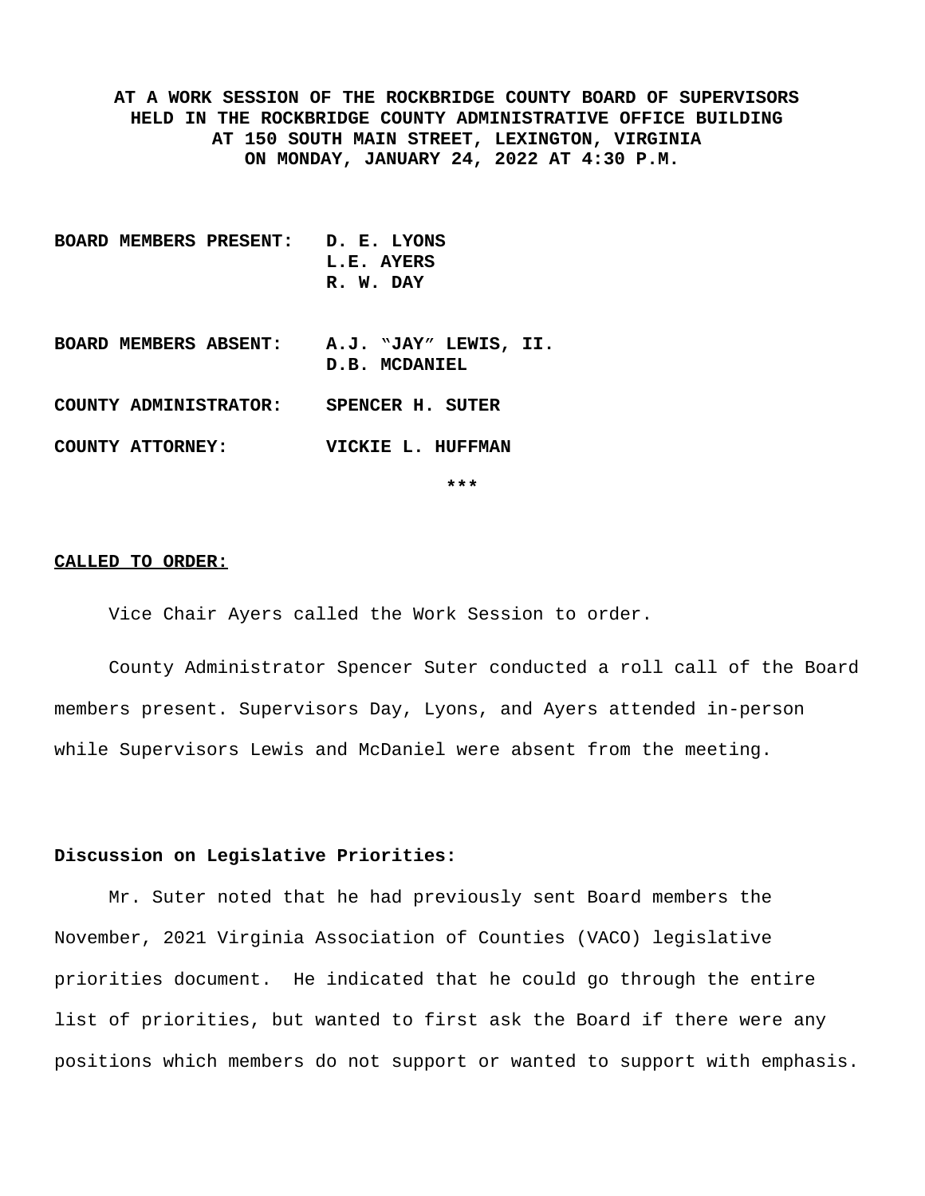**AT A WORK SESSION OF THE ROCKBRIDGE COUNTY BOARD OF SUPERVISORS HELD IN THE ROCKBRIDGE COUNTY ADMINISTRATIVE OFFICE BUILDING AT 150 SOUTH MAIN STREET, LEXINGTON, VIRGINIA ON MONDAY, JANUARY 24, 2022 AT 4:30 P.M.**

**BOARD MEMBERS PRESENT:** **D. E. LYONS**
**L.E. AYERS**
**R. W. DAY**

**BOARD MEMBERS ABSENT:** **A.J. "JAY" LEWIS, II.**
**D.B. MCDANIEL**

**COUNTY ADMINISTRATOR:** **SPENCER H. SUTER**

**COUNTY ATTORNEY:** **VICKIE L. HUFFMAN**

***

**CALLED TO ORDER:**

Vice Chair Ayers called the Work Session to order.

County Administrator Spencer Suter conducted a roll call of the Board members present. Supervisors Day, Lyons, and Ayers attended in-person while Supervisors Lewis and McDaniel were absent from the meeting.

**Discussion on Legislative Priorities:**

Mr. Suter noted that he had previously sent Board members the November, 2021 Virginia Association of Counties (VACO) legislative priorities document. He indicated that he could go through the entire list of priorities, but wanted to first ask the Board if there were any positions which members do not support or wanted to support with emphasis.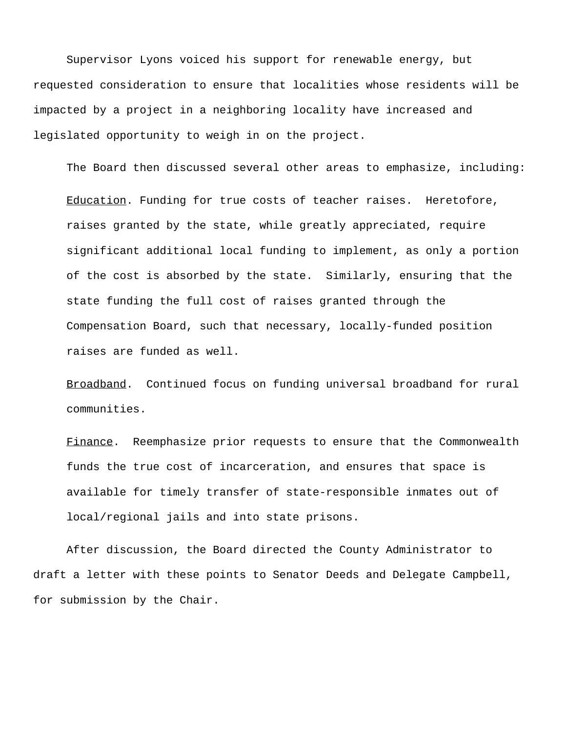Supervisor Lyons voiced his support for renewable energy, but requested consideration to ensure that localities whose residents will be impacted by a project in a neighboring locality have increased and legislated opportunity to weigh in on the project.

The Board then discussed several other areas to emphasize, including:

<u>Education</u>. Funding for true costs of teacher raises. Heretofore, raises granted by the state, while greatly appreciated, require significant additional local funding to implement, as only a portion of the cost is absorbed by the state. Similarly, ensuring that the state funding the full cost of raises granted through the Compensation Board, such that necessary, locally-funded position raises are funded as well.

<u>Broadband</u>. Continued focus on funding universal broadband for rural communities.

<u>Finance</u>. Reemphasize prior requests to ensure that the Commonwealth funds the true cost of incarceration, and ensures that space is available for timely transfer of state-responsible inmates out of local/regional jails and into state prisons.

After discussion, the Board directed the County Administrator to draft a letter with these points to Senator Deeds and Delegate Campbell, for submission by the Chair.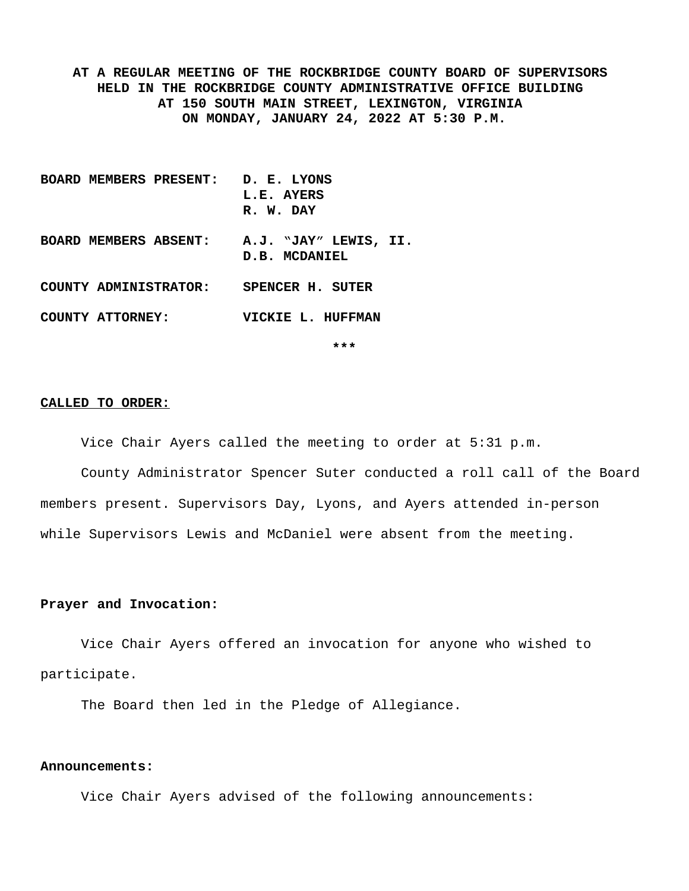**AT A REGULAR MEETING OF THE ROCKBRIDGE COUNTY BOARD OF SUPERVISORS HELD IN THE ROCKBRIDGE COUNTY ADMINISTRATIVE OFFICE BUILDING AT 150 SOUTH MAIN STREET, LEXINGTON, VIRGINIA ON MONDAY, JANUARY 24, 2022 AT 5:30 P.M.**

**BOARD MEMBERS PRESENT:** **D. E. LYONS**
**L.E. AYERS**
**R. W. DAY**

**BOARD MEMBERS ABSENT:** **A.J. "JAY" LEWIS, II.**
**D.B. MCDANIEL**

**COUNTY ADMINISTRATOR:** **SPENCER H. SUTER**

**COUNTY ATTORNEY:** **VICKIE L. HUFFMAN**

***

**CALLED TO ORDER:**

Vice Chair Ayers called the meeting to order at 5:31 p.m.

County Administrator Spencer Suter conducted a roll call of the Board members present. Supervisors Day, Lyons, and Ayers attended in-person while Supervisors Lewis and McDaniel were absent from the meeting.

**Prayer and Invocation:**

Vice Chair Ayers offered an invocation for anyone who wished to participate.

The Board then led in the Pledge of Allegiance.

**Announcements:**

Vice Chair Ayers advised of the following announcements: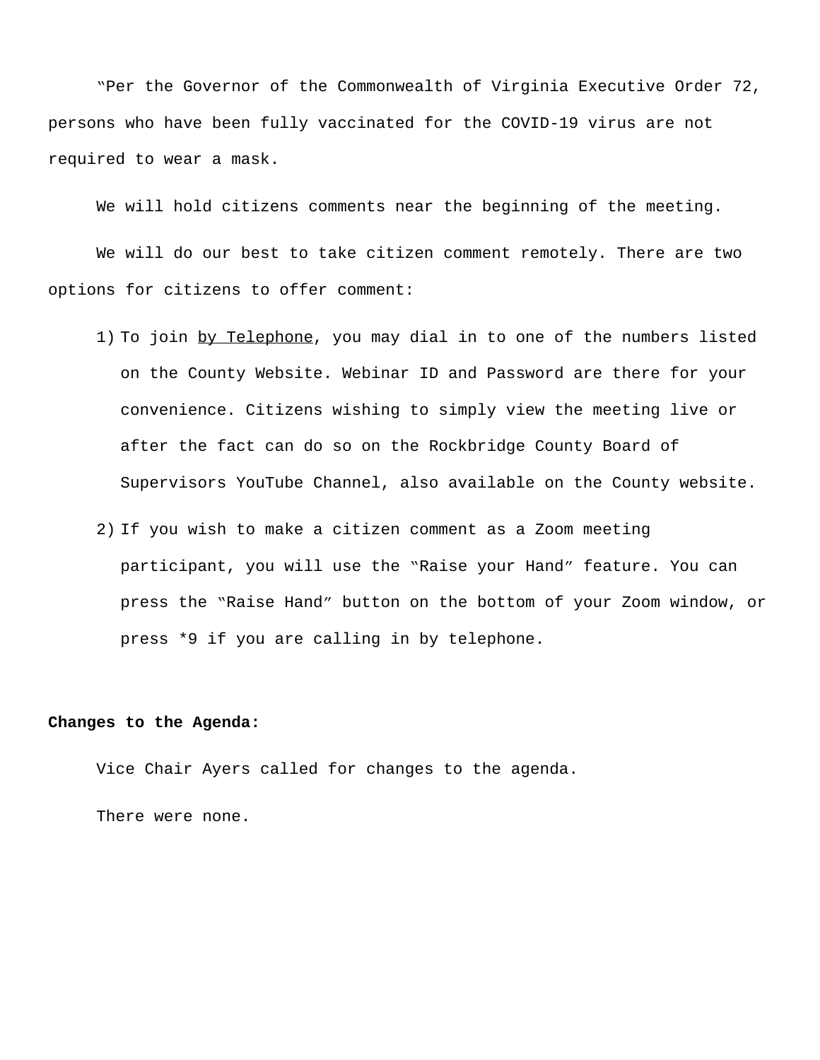"Per the Governor of the Commonwealth of Virginia Executive Order 72, persons who have been fully vaccinated for the COVID-19 virus are not required to wear a mask.

We will hold citizens comments near the beginning of the meeting.

We will do our best to take citizen comment remotely. There are two options for citizens to offer comment:

1) To join <u>by Telephone</u>, you may dial in to one of the numbers listed on the County Website. Webinar ID and Password are there for your convenience. Citizens wishing to simply view the meeting live or after the fact can do so on the Rockbridge County Board of Supervisors YouTube Channel, also available on the County website.
2) If you wish to make a citizen comment as a Zoom meeting participant, you will use the "Raise your Hand" feature. You can press the "Raise Hand" button on the bottom of your Zoom window, or press *9 if you are calling in by telephone.

**Changes to the Agenda:**

Vice Chair Ayers called for changes to the agenda.

There were none.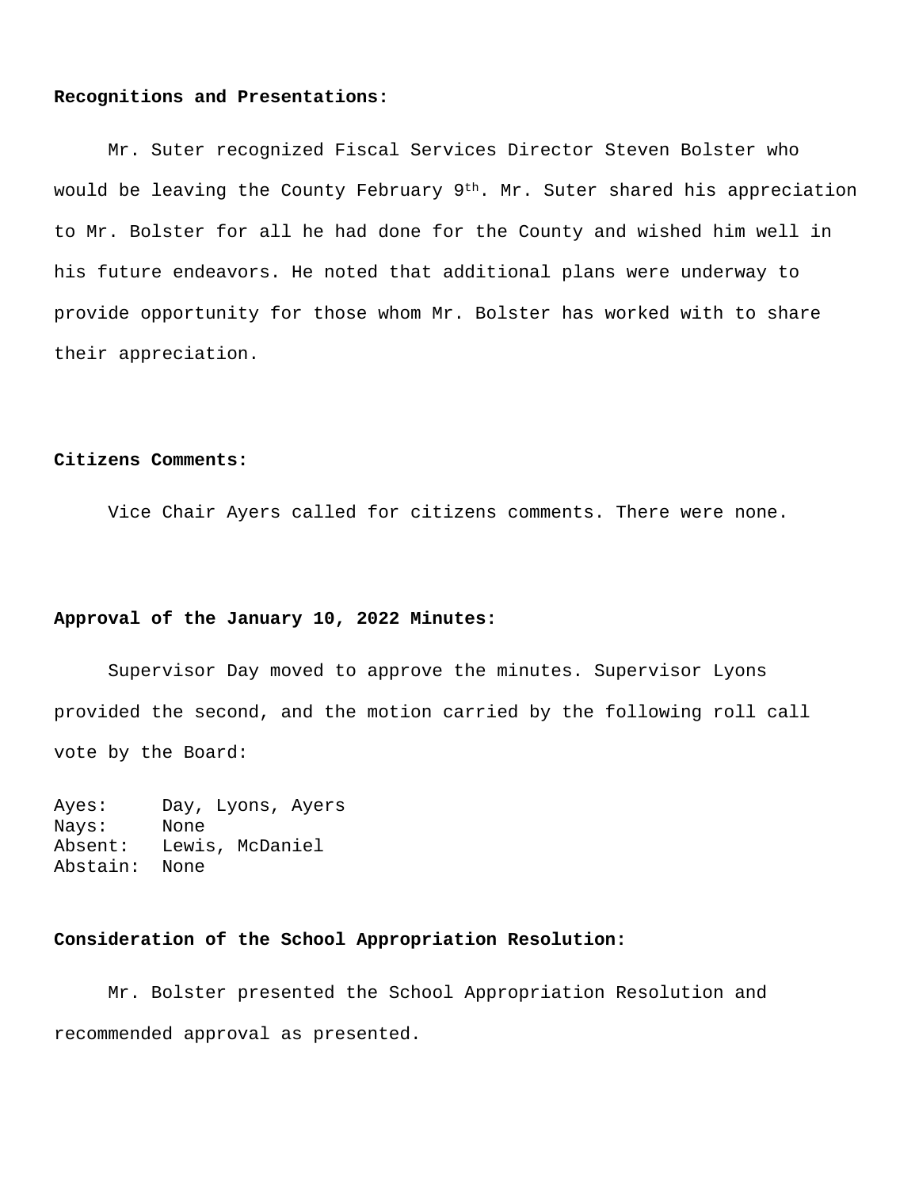**Recognitions and Presentations:**

Mr. Suter recognized Fiscal Services Director Steven Bolster who would be leaving the County February 9th. Mr. Suter shared his appreciation to Mr. Bolster for all he had done for the County and wished him well in his future endeavors. He noted that additional plans were underway to provide opportunity for those whom Mr. Bolster has worked with to share their appreciation.

**Citizens Comments:**

Vice Chair Ayers called for citizens comments. There were none.

**Approval of the January 10, 2022 Minutes:**

Supervisor Day moved to approve the minutes. Supervisor Lyons provided the second, and the motion carried by the following roll call vote by the Board:

Ayes: Day, Lyons, Ayers
Nays: None
Absent: Lewis, McDaniel
Abstain: None

**Consideration of the School Appropriation Resolution:**

Mr. Bolster presented the School Appropriation Resolution and recommended approval as presented.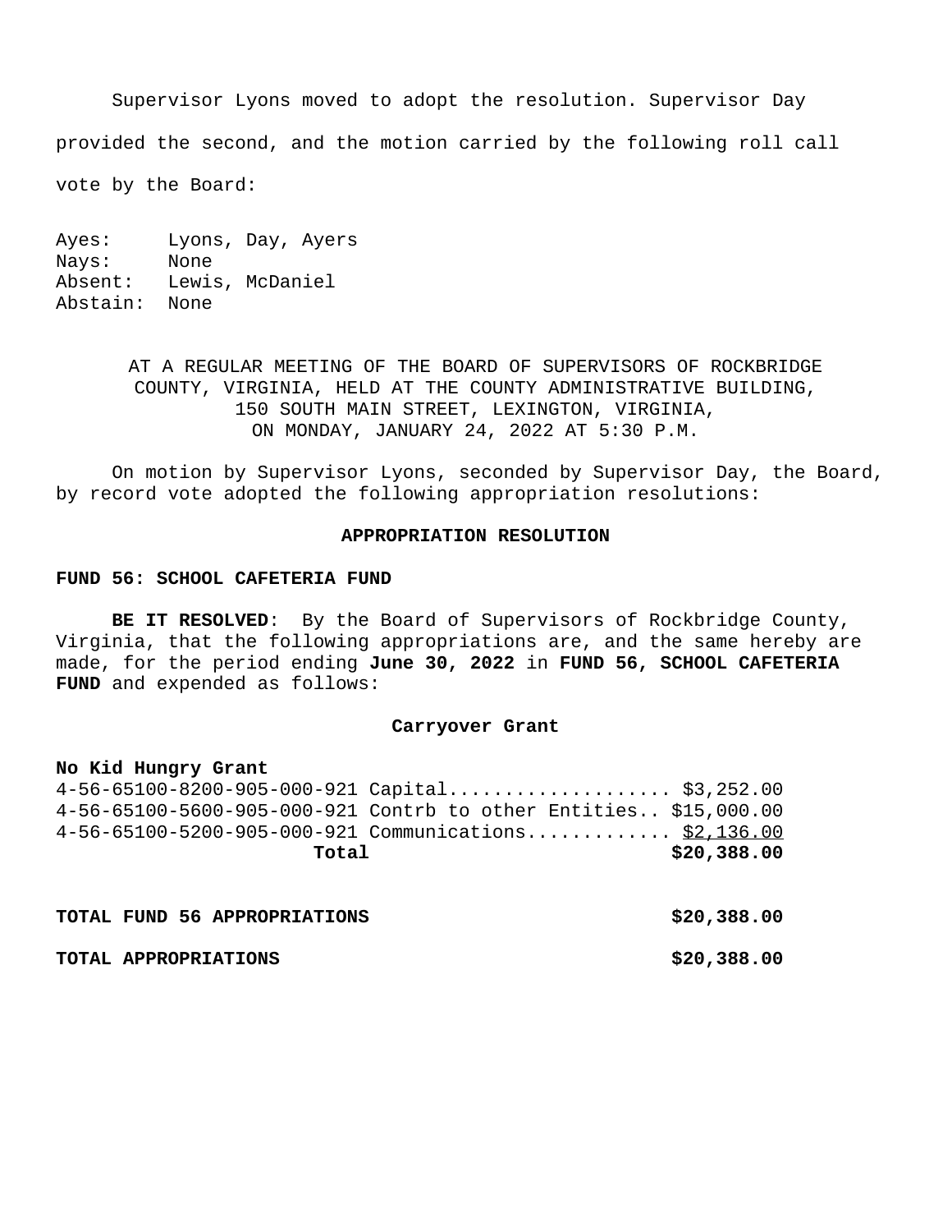Supervisor Lyons moved to adopt the resolution. Supervisor Day provided the second, and the motion carried by the following roll call vote by the Board:

Ayes: Lyons, Day, Ayers
Nays: None
Absent: Lewis, McDaniel
Abstain: None

AT A REGULAR MEETING OF THE BOARD OF SUPERVISORS OF ROCKBRIDGE COUNTY, VIRGINIA, HELD AT THE COUNTY ADMINISTRATIVE BUILDING, 150 SOUTH MAIN STREET, LEXINGTON, VIRGINIA, ON MONDAY, JANUARY 24, 2022 AT 5:30 P.M.

On motion by Supervisor Lyons, seconded by Supervisor Day, the Board, by record vote adopted the following appropriation resolutions:

**APPROPRIATION RESOLUTION**

**FUND 56: SCHOOL CAFETERIA FUND**

**BE IT RESOLVED**: By the Board of Supervisors of Rockbridge County, Virginia, that the following appropriations are, and the same hereby are made, for the period ending **June 30, 2022** in **FUND 56, SCHOOL CAFETERIA FUND** and expended as follows:

**Carryover Grant**

**No Kid Hungry Grant**

4-56-65100-8200-905-000-921 Capital.................... $3,252.00
4-56-65100-5600-905-000-921 Contrb to other Entities.. $15,000.00
4-56-65100-5200-905-000-921 Communications............ $2,136.00
**Total** **$20,388.00**

**TOTAL FUND 56 APPROPRIATIONS** **$20,388.00**

**TOTAL APPROPRIATIONS** **$20,388.00**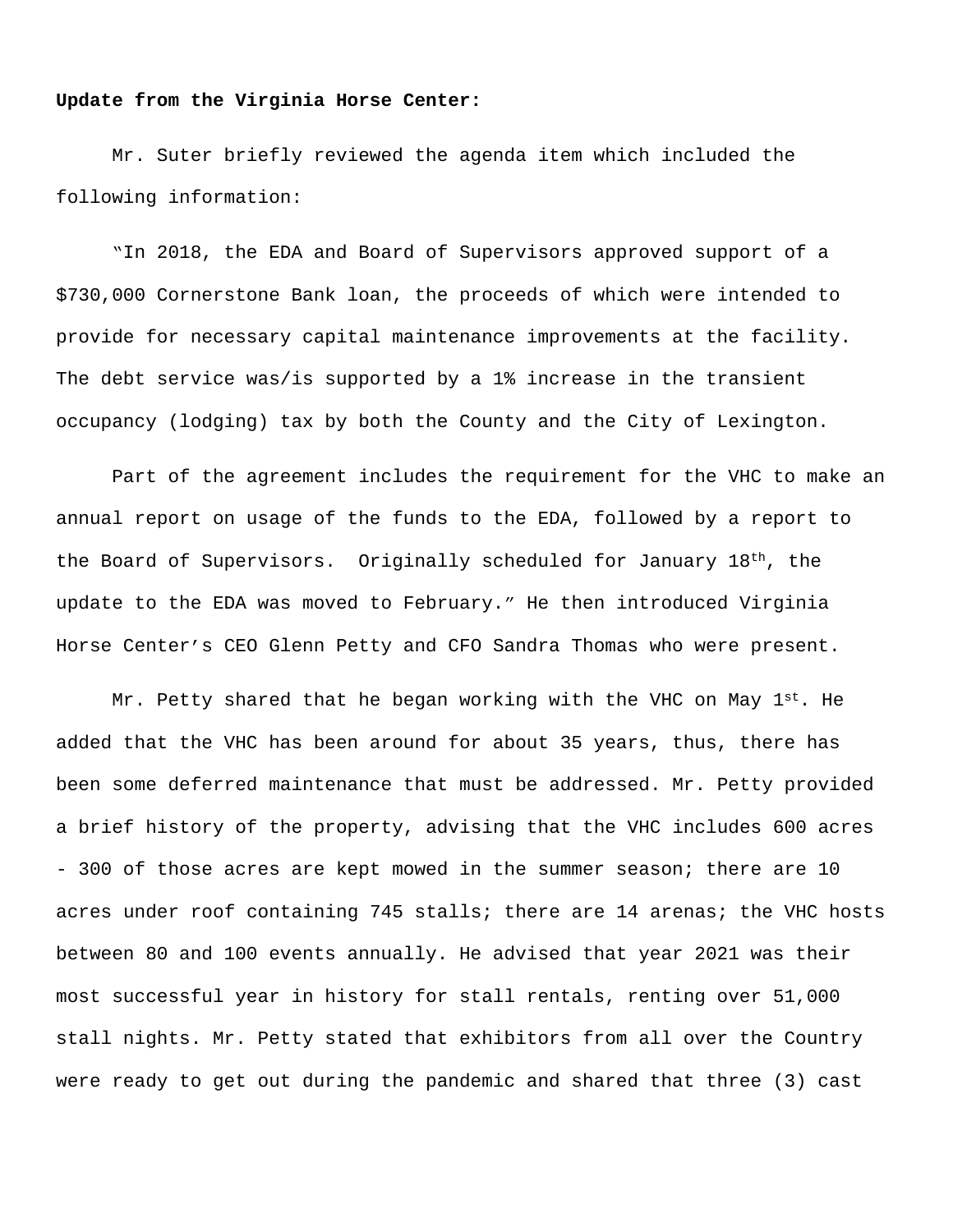**Update from the Virginia Horse Center:**

Mr. Suter briefly reviewed the agenda item which included the following information:

"In 2018, the EDA and Board of Supervisors approved support of a $730,000 Cornerstone Bank loan, the proceeds of which were intended to provide for necessary capital maintenance improvements at the facility. The debt service was/is supported by a 1% increase in the transient occupancy (lodging) tax by both the County and the City of Lexington.

Part of the agreement includes the requirement for the VHC to make an annual report on usage of the funds to the EDA, followed by a report to the Board of Supervisors. Originally scheduled for January 18th, the update to the EDA was moved to February." He then introduced Virginia Horse Center's CEO Glenn Petty and CFO Sandra Thomas who were present.

Mr. Petty shared that he began working with the VHC on May 1st. He added that the VHC has been around for about 35 years, thus, there has been some deferred maintenance that must be addressed. Mr. Petty provided a brief history of the property, advising that the VHC includes 600 acres - 300 of those acres are kept mowed in the summer season; there are 10 acres under roof containing 745 stalls; there are 14 arenas; the VHC hosts between 80 and 100 events annually. He advised that year 2021 was their most successful year in history for stall rentals, renting over 51,000 stall nights. Mr. Petty stated that exhibitors from all over the Country were ready to get out during the pandemic and shared that three (3) cast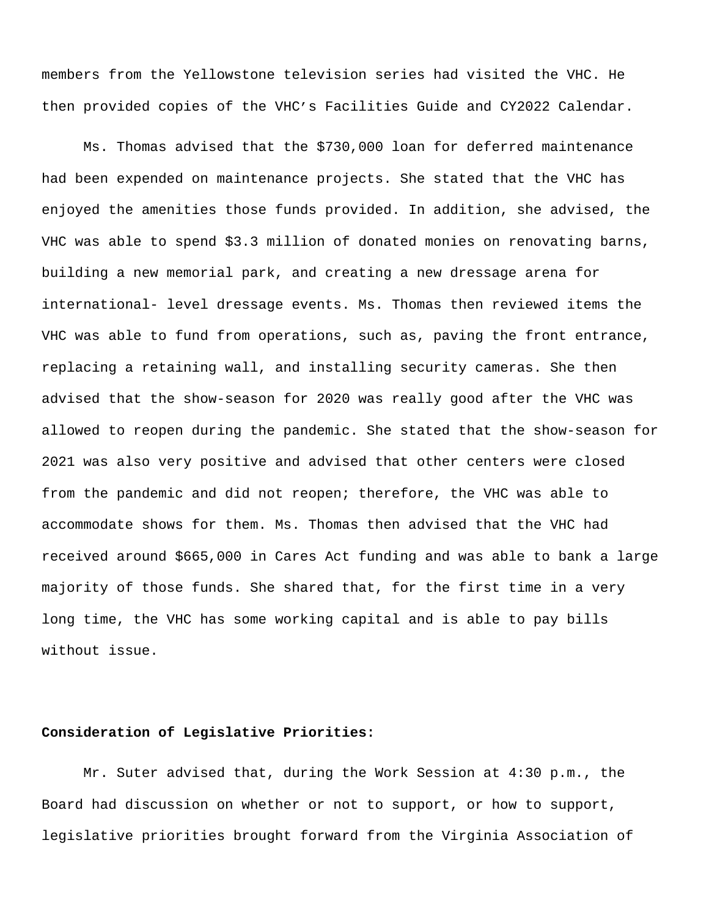members from the Yellowstone television series had visited the VHC. He then provided copies of the VHC's Facilities Guide and CY2022 Calendar.

Ms. Thomas advised that the $730,000 loan for deferred maintenance had been expended on maintenance projects. She stated that the VHC has enjoyed the amenities those funds provided. In addition, she advised, the VHC was able to spend $3.3 million of donated monies on renovating barns, building a new memorial park, and creating a new dressage arena for international- level dressage events. Ms. Thomas then reviewed items the VHC was able to fund from operations, such as, paving the front entrance, replacing a retaining wall, and installing security cameras. She then advised that the show-season for 2020 was really good after the VHC was allowed to reopen during the pandemic. She stated that the show-season for 2021 was also very positive and advised that other centers were closed from the pandemic and did not reopen; therefore, the VHC was able to accommodate shows for them. Ms. Thomas then advised that the VHC had received around $665,000 in Cares Act funding and was able to bank a large majority of those funds. She shared that, for the first time in a very long time, the VHC has some working capital and is able to pay bills without issue.

**Consideration of Legislative Priorities:**

Mr. Suter advised that, during the Work Session at 4:30 p.m., the Board had discussion on whether or not to support, or how to support, legislative priorities brought forward from the Virginia Association of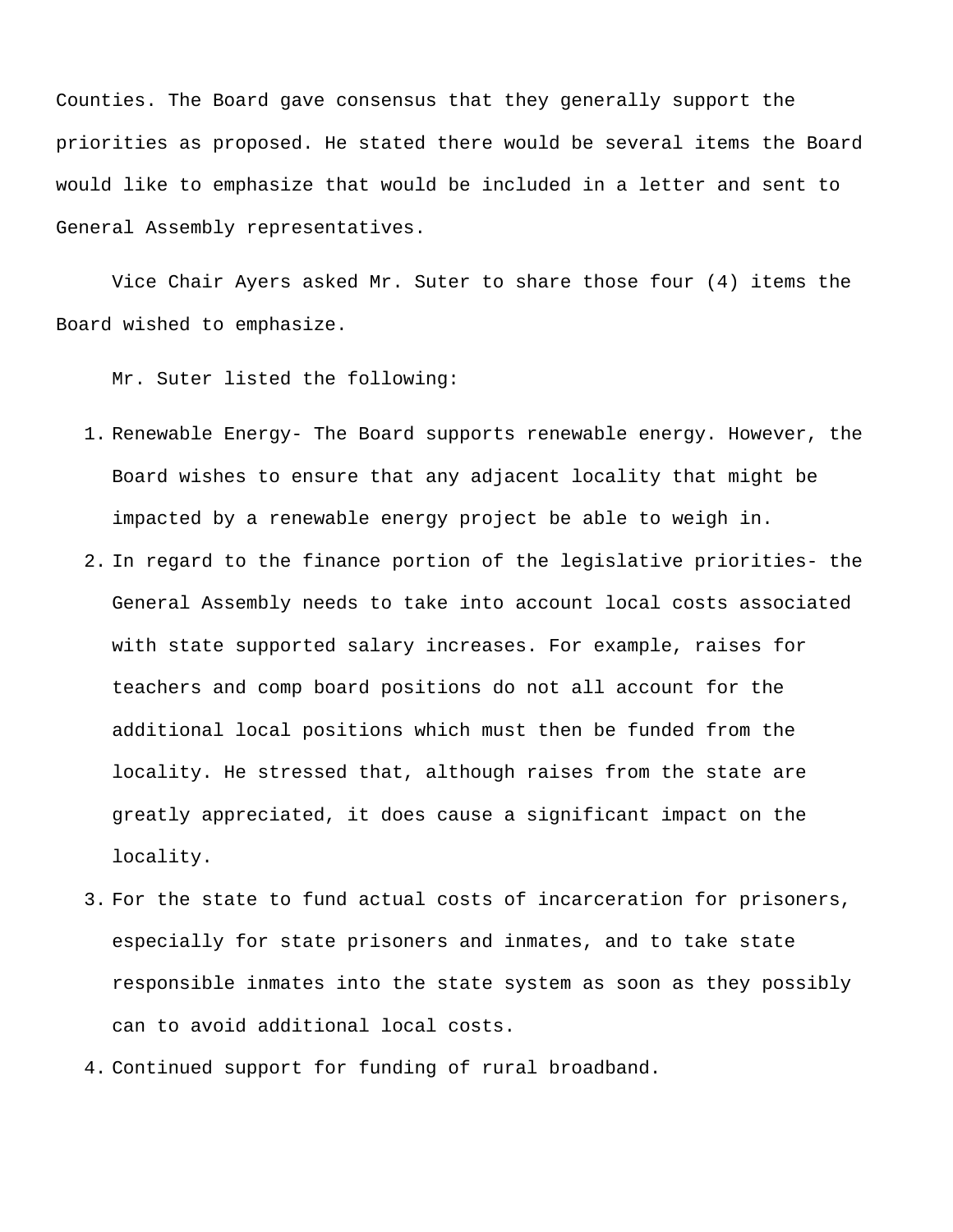Counties. The Board gave consensus that they generally support the priorities as proposed. He stated there would be several items the Board would like to emphasize that would be included in a letter and sent to General Assembly representatives.

Vice Chair Ayers asked Mr. Suter to share those four (4) items the Board wished to emphasize.

Mr. Suter listed the following:

1. Renewable Energy- The Board supports renewable energy. However, the Board wishes to ensure that any adjacent locality that might be impacted by a renewable energy project be able to weigh in.
2. In regard to the finance portion of the legislative priorities- the General Assembly needs to take into account local costs associated with state supported salary increases. For example, raises for teachers and comp board positions do not all account for the additional local positions which must then be funded from the locality. He stressed that, although raises from the state are greatly appreciated, it does cause a significant impact on the locality.
3. For the state to fund actual costs of incarceration for prisoners, especially for state prisoners and inmates, and to take state responsible inmates into the state system as soon as they possibly can to avoid additional local costs.
4. Continued support for funding of rural broadband.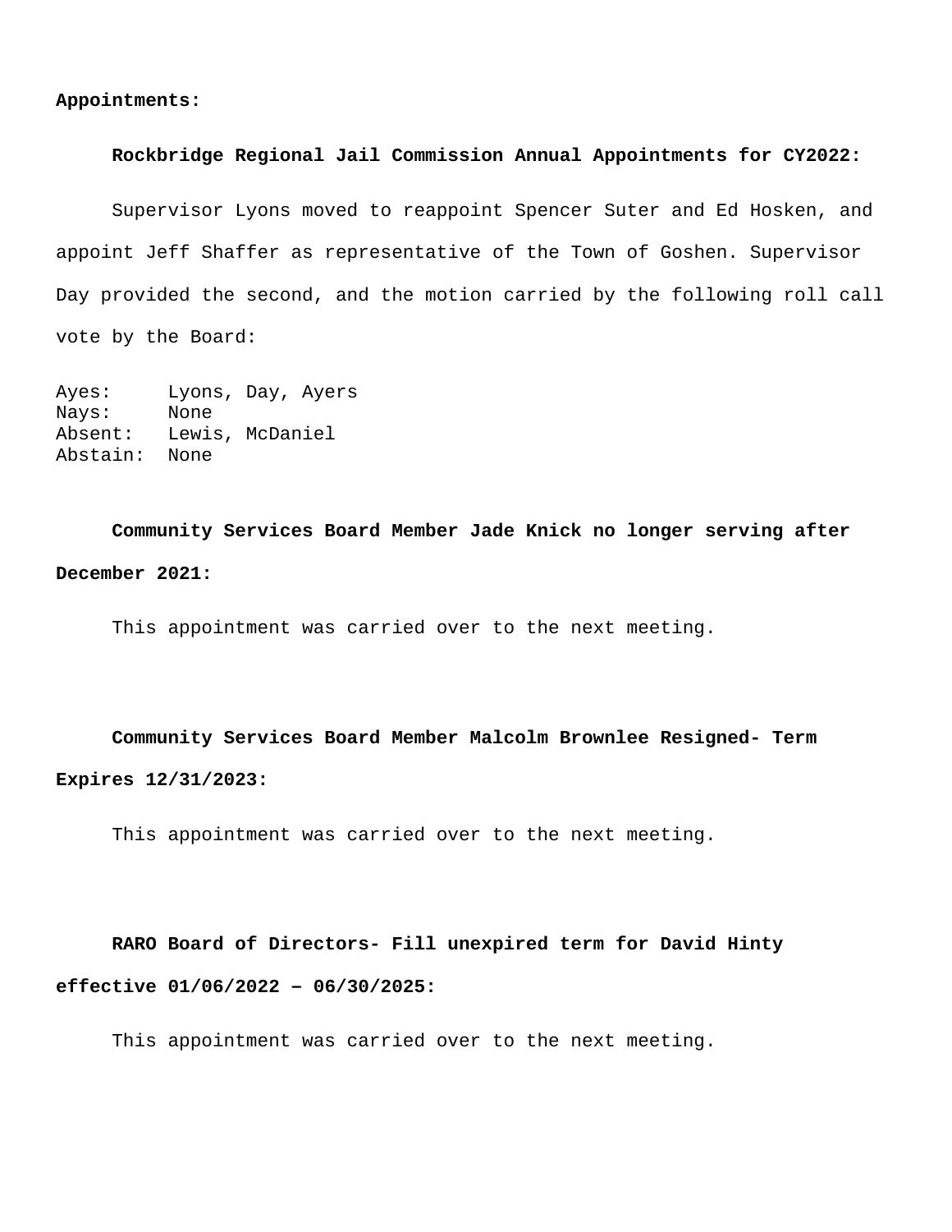**Appointments:**

**Rockbridge Regional Jail Commission Annual Appointments for CY2022:**

Supervisor Lyons moved to reappoint Spencer Suter and Ed Hosken, and appoint Jeff Shaffer as representative of the Town of Goshen. Supervisor Day provided the second, and the motion carried by the following roll call vote by the Board:

Ayes: Lyons, Day, Ayers
Nays: None
Absent: Lewis, McDaniel
Abstain: None

**Community Services Board Member Jade Knick no longer serving after December 2021:**

This appointment was carried over to the next meeting.

**Community Services Board Member Malcolm Brownlee Resigned- Term Expires 12/31/2023:**

This appointment was carried over to the next meeting.

**RARO Board of Directors- Fill unexpired term for David Hinty effective 01/06/2022 – 06/30/2025:**

This appointment was carried over to the next meeting.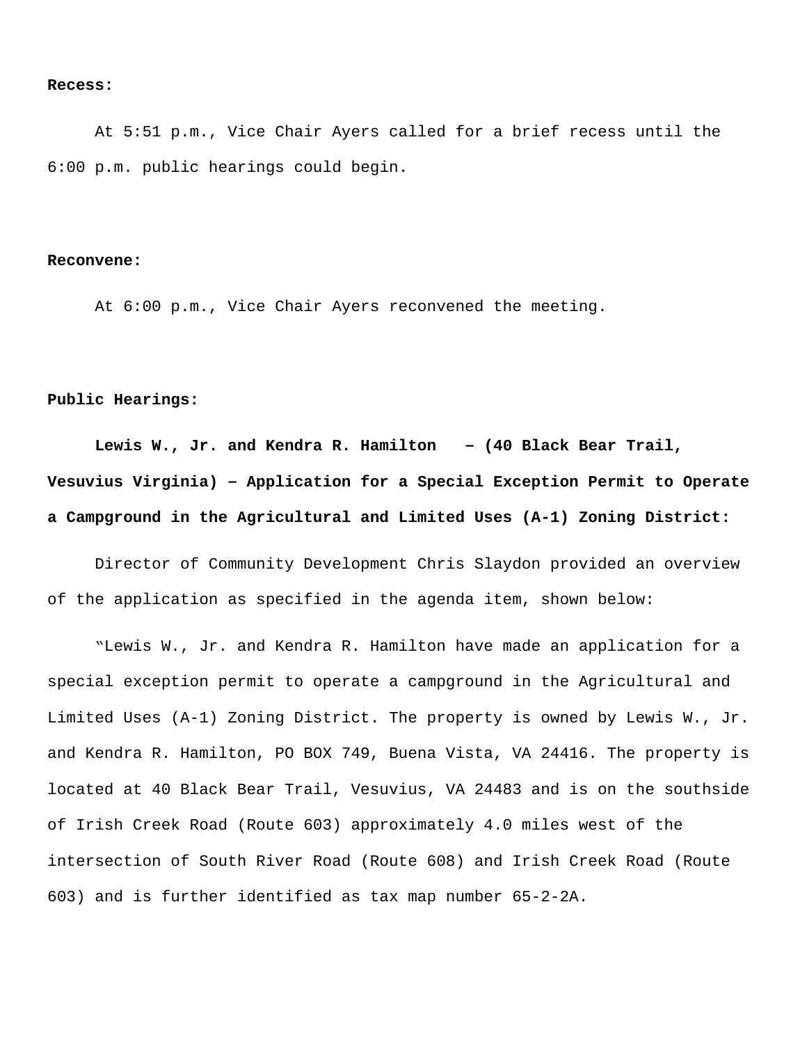**Recess:**

At 5:51 p.m., Vice Chair Ayers called for a brief recess until the 6:00 p.m. public hearings could begin.

**Reconvene:**

At 6:00 p.m., Vice Chair Ayers reconvened the meeting.

**Public Hearings:**

**Lewis W., Jr. and Kendra R. Hamilton – (40 Black Bear Trail, Vesuvius Virginia) – Application for a Special Exception Permit to Operate a Campground in the Agricultural and Limited Uses (A-1) Zoning District:**

Director of Community Development Chris Slaydon provided an overview of the application as specified in the agenda item, shown below:

"Lewis W., Jr. and Kendra R. Hamilton have made an application for a special exception permit to operate a campground in the Agricultural and Limited Uses (A-1) Zoning District. The property is owned by Lewis W., Jr. and Kendra R. Hamilton, PO BOX 749, Buena Vista, VA 24416. The property is located at 40 Black Bear Trail, Vesuvius, VA 24483 and is on the southside of Irish Creek Road (Route 603) approximately 4.0 miles west of the intersection of South River Road (Route 608) and Irish Creek Road (Route 603) and is further identified as tax map number 65-2-2A.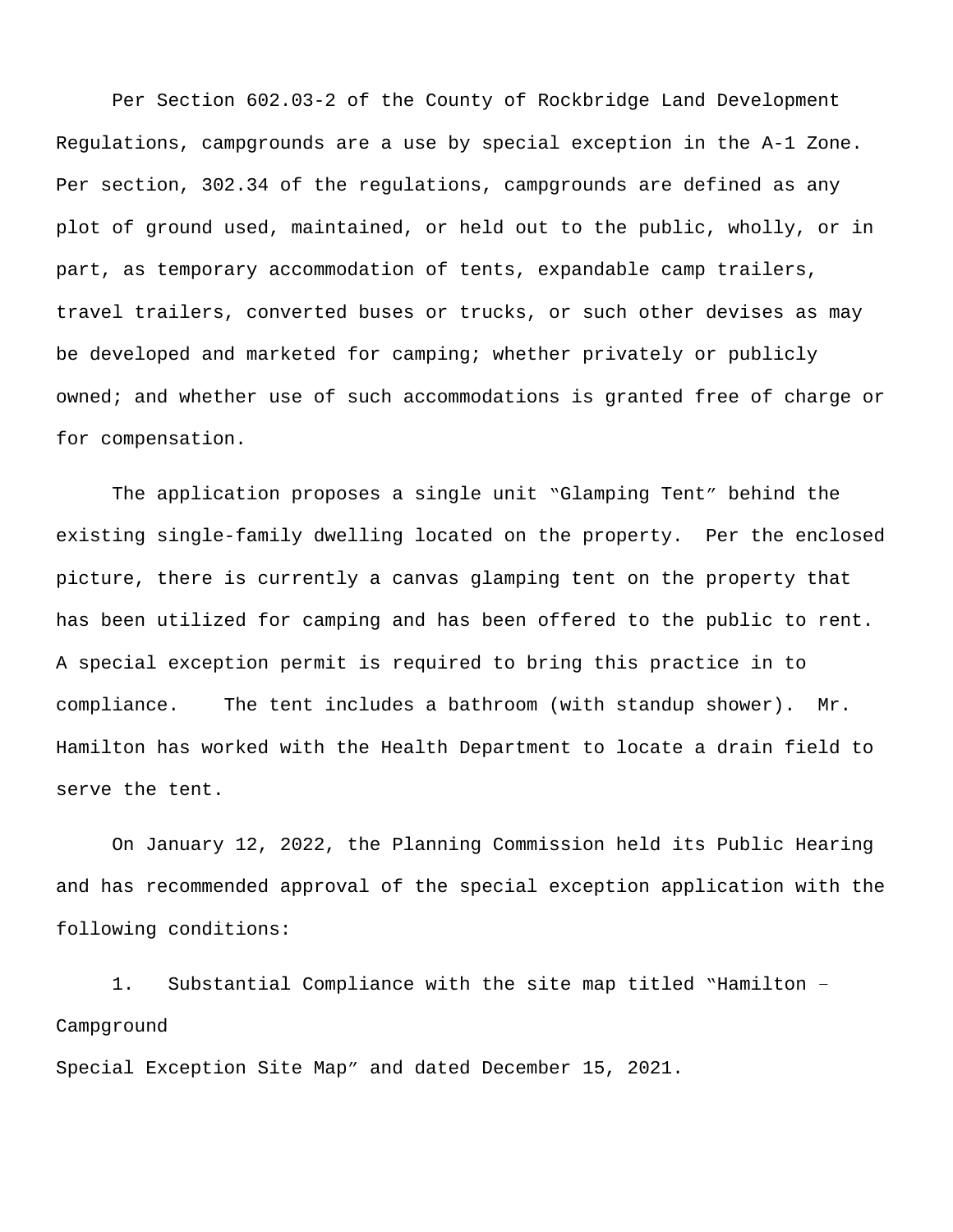Per Section 602.03-2 of the County of Rockbridge Land Development Regulations, campgrounds are a use by special exception in the A-1 Zone. Per section, 302.34 of the regulations, campgrounds are defined as any plot of ground used, maintained, or held out to the public, wholly, or in part, as temporary accommodation of tents, expandable camp trailers, travel trailers, converted buses or trucks, or such other devises as may be developed and marketed for camping; whether privately or publicly owned; and whether use of such accommodations is granted free of charge or for compensation.

The application proposes a single unit "Glamping Tent" behind the existing single-family dwelling located on the property. Per the enclosed picture, there is currently a canvas glamping tent on the property that has been utilized for camping and has been offered to the public to rent. A special exception permit is required to bring this practice in to compliance. The tent includes a bathroom (with standup shower). Mr. Hamilton has worked with the Health Department to locate a drain field to serve the tent.

On January 12, 2022, the Planning Commission held its Public Hearing and has recommended approval of the special exception application with the following conditions:

1. Substantial Compliance with the site map titled "Hamilton – Campground Special Exception Site Map" and dated December 15, 2021.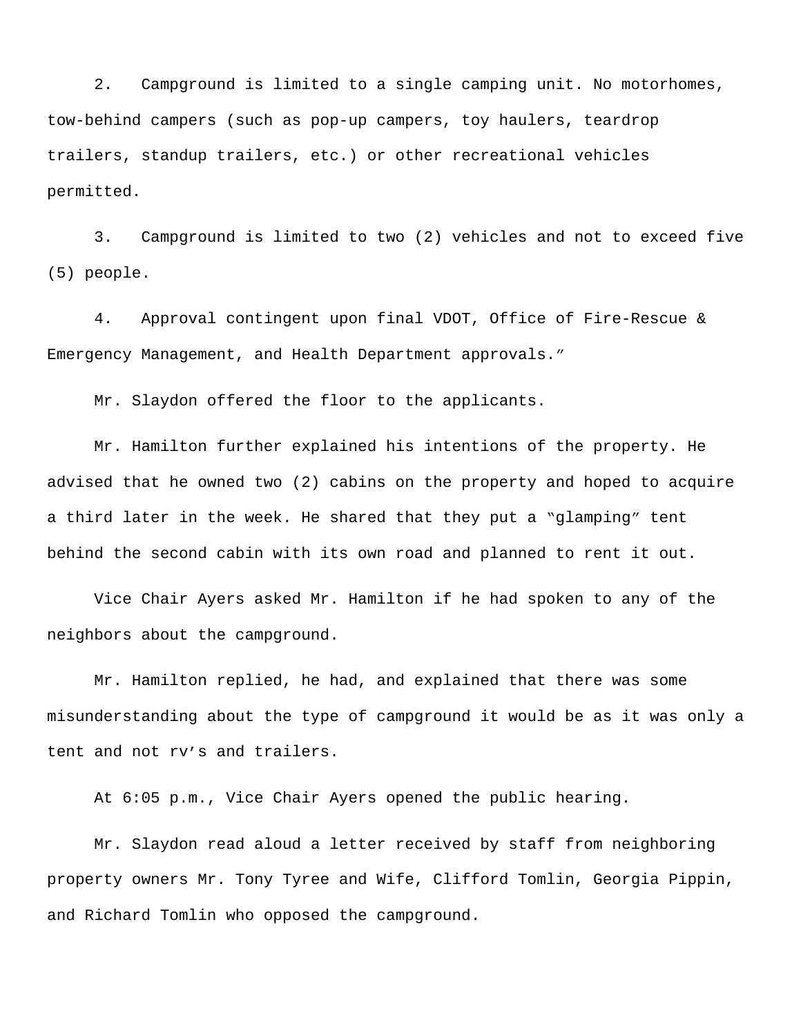2. Campground is limited to a single camping unit. No motorhomes, tow-behind campers (such as pop-up campers, toy haulers, teardrop trailers, standup trailers, etc.) or other recreational vehicles permitted.

3. Campground is limited to two (2) vehicles and not to exceed five (5) people.

4. Approval contingent upon final VDOT, Office of Fire-Rescue & Emergency Management, and Health Department approvals."

Mr. Slaydon offered the floor to the applicants.

Mr. Hamilton further explained his intentions of the property. He advised that he owned two (2) cabins on the property and hoped to acquire a third later in the week. He shared that they put a "glamping" tent behind the second cabin with its own road and planned to rent it out.

Vice Chair Ayers asked Mr. Hamilton if he had spoken to any of the neighbors about the campground.

Mr. Hamilton replied, he had, and explained that there was some misunderstanding about the type of campground it would be as it was only a tent and not rv's and trailers.

At 6:05 p.m., Vice Chair Ayers opened the public hearing.

Mr. Slaydon read aloud a letter received by staff from neighboring property owners Mr. Tony Tyree and Wife, Clifford Tomlin, Georgia Pippin, and Richard Tomlin who opposed the campground.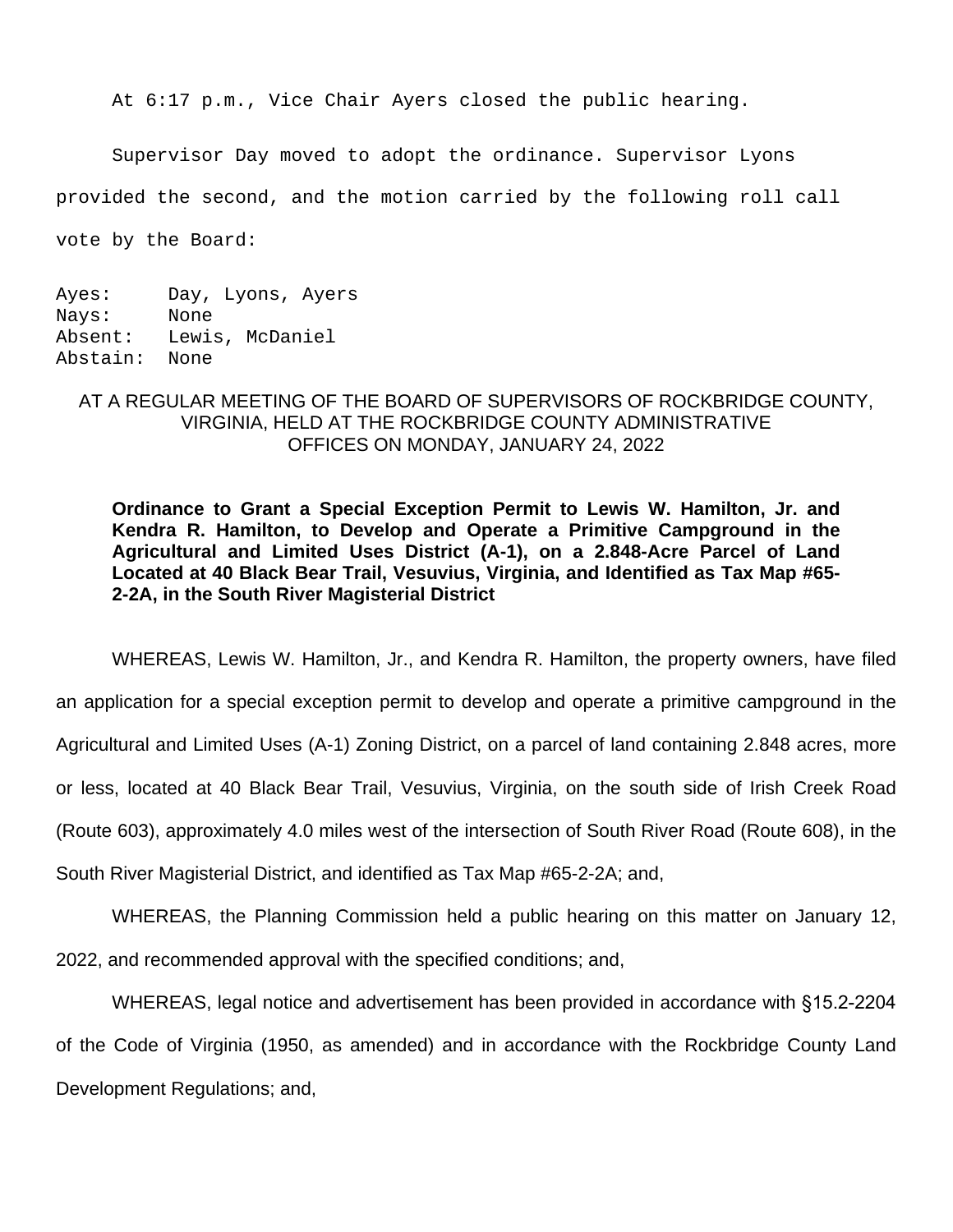At 6:17 p.m., Vice Chair Ayers closed the public hearing.

Supervisor Day moved to adopt the ordinance. Supervisor Lyons provided the second, and the motion carried by the following roll call vote by the Board:

Ayes: Day, Lyons, Ayers
Nays: None
Absent: Lewis, McDaniel
Abstain: None

AT A REGULAR MEETING OF THE BOARD OF SUPERVISORS OF ROCKBRIDGE COUNTY, VIRGINIA, HELD AT THE ROCKBRIDGE COUNTY ADMINISTRATIVE OFFICES ON MONDAY, JANUARY 24, 2022

**Ordinance to Grant a Special Exception Permit to Lewis W. Hamilton, Jr. and Kendra R. Hamilton, to Develop and Operate a Primitive Campground in the Agricultural and Limited Uses District (A-1), on a 2.848-Acre Parcel of Land Located at 40 Black Bear Trail, Vesuvius, Virginia, and Identified as Tax Map #65-2-2A, in the South River Magisterial District**

WHEREAS, Lewis W. Hamilton, Jr., and Kendra R. Hamilton, the property owners, have filed an application for a special exception permit to develop and operate a primitive campground in the Agricultural and Limited Uses (A-1) Zoning District, on a parcel of land containing 2.848 acres, more or less, located at 40 Black Bear Trail, Vesuvius, Virginia, on the south side of Irish Creek Road (Route 603), approximately 4.0 miles west of the intersection of South River Road (Route 608), in the South River Magisterial District, and identified as Tax Map #65-2-2A; and,

WHEREAS, the Planning Commission held a public hearing on this matter on January 12, 2022, and recommended approval with the specified conditions; and,

WHEREAS, legal notice and advertisement has been provided in accordance with §15.2-2204 of the Code of Virginia (1950, as amended) and in accordance with the Rockbridge County Land Development Regulations; and,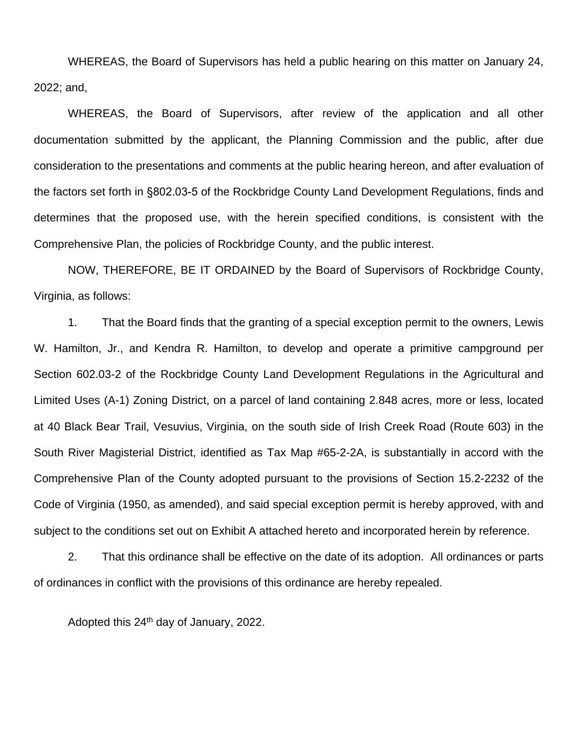WHEREAS, the Board of Supervisors has held a public hearing on this matter on January 24, 2022; and,

WHEREAS, the Board of Supervisors, after review of the application and all other documentation submitted by the applicant, the Planning Commission and the public, after due consideration to the presentations and comments at the public hearing hereon, and after evaluation of the factors set forth in §802.03-5 of the Rockbridge County Land Development Regulations, finds and determines that the proposed use, with the herein specified conditions, is consistent with the Comprehensive Plan, the policies of Rockbridge County, and the public interest.

NOW, THEREFORE, BE IT ORDAINED by the Board of Supervisors of Rockbridge County, Virginia, as follows:

1. That the Board finds that the granting of a special exception permit to the owners, Lewis W. Hamilton, Jr., and Kendra R. Hamilton, to develop and operate a primitive campground per Section 602.03-2 of the Rockbridge County Land Development Regulations in the Agricultural and Limited Uses (A-1) Zoning District, on a parcel of land containing 2.848 acres, more or less, located at 40 Black Bear Trail, Vesuvius, Virginia, on the south side of Irish Creek Road (Route 603) in the South River Magisterial District, identified as Tax Map #65-2-2A, is substantially in accord with the Comprehensive Plan of the County adopted pursuant to the provisions of Section 15.2-2232 of the Code of Virginia (1950, as amended), and said special exception permit is hereby approved, with and subject to the conditions set out on Exhibit A attached hereto and incorporated herein by reference.

2. That this ordinance shall be effective on the date of its adoption. All ordinances or parts of ordinances in conflict with the provisions of this ordinance are hereby repealed.

Adopted this 24th day of January, 2022.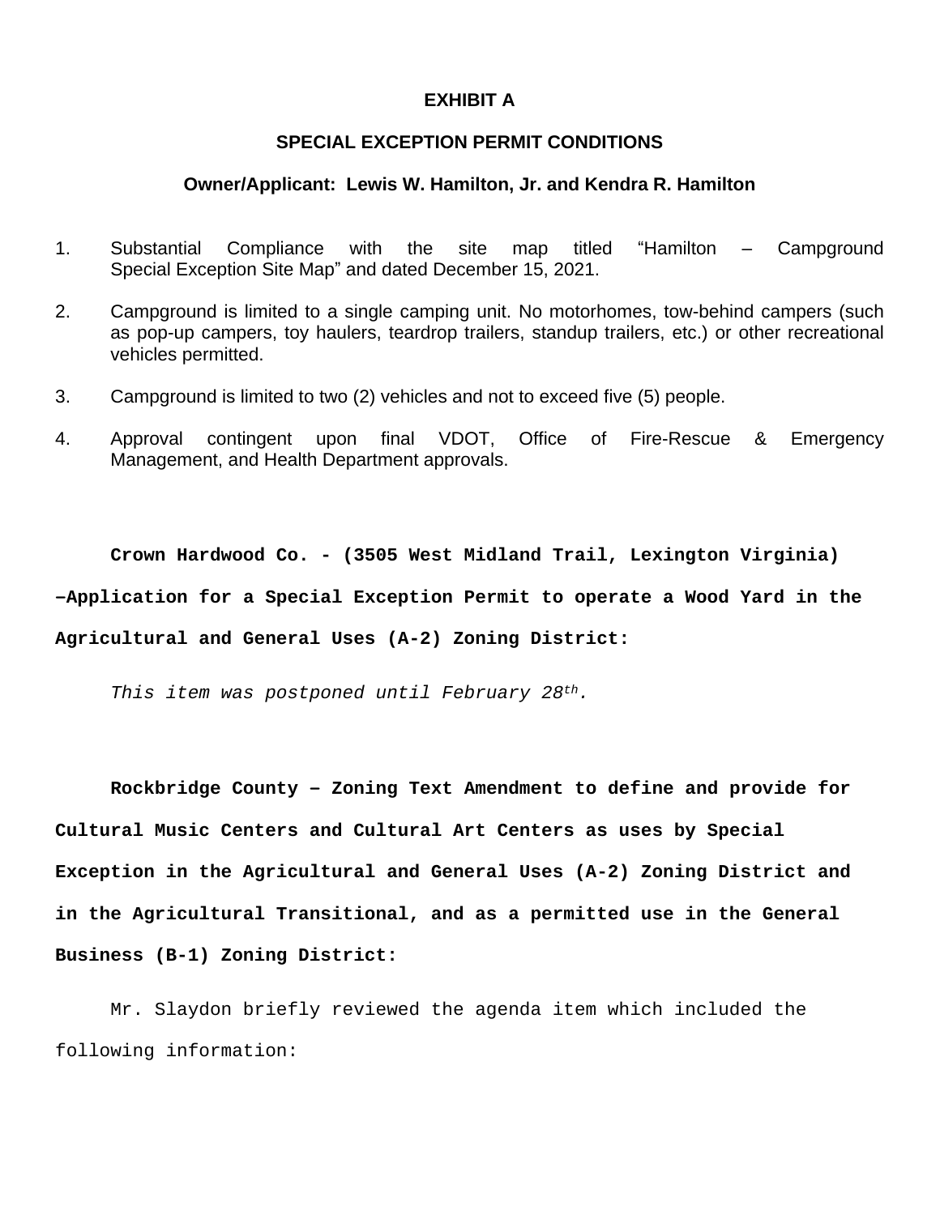**EXHIBIT A**

**SPECIAL EXCEPTION PERMIT CONDITIONS**

**Owner/Applicant: Lewis W. Hamilton, Jr. and Kendra R. Hamilton**

1. Substantial Compliance with the site map titled "Hamilton – Campground Special Exception Site Map" and dated December 15, 2021.

2. Campground is limited to a single camping unit. No motorhomes, tow-behind campers (such as pop-up campers, toy haulers, teardrop trailers, standup trailers, etc.) or other recreational vehicles permitted.

3. Campground is limited to two (2) vehicles and not to exceed five (5) people.

4. Approval contingent upon final VDOT, Office of Fire-Rescue & Emergency Management, and Health Department approvals.

**Crown Hardwood Co. - (3505 West Midland Trail, Lexington Virginia) –Application for a Special Exception Permit to operate a Wood Yard in the Agricultural and General Uses (A-2) Zoning District:**

*This item was postponed until February 28th.*

**Rockbridge County – Zoning Text Amendment to define and provide for Cultural Music Centers and Cultural Art Centers as uses by Special Exception in the Agricultural and General Uses (A-2) Zoning District and in the Agricultural Transitional, and as a permitted use in the General Business (B-1) Zoning District:**

Mr. Slaydon briefly reviewed the agenda item which included the following information: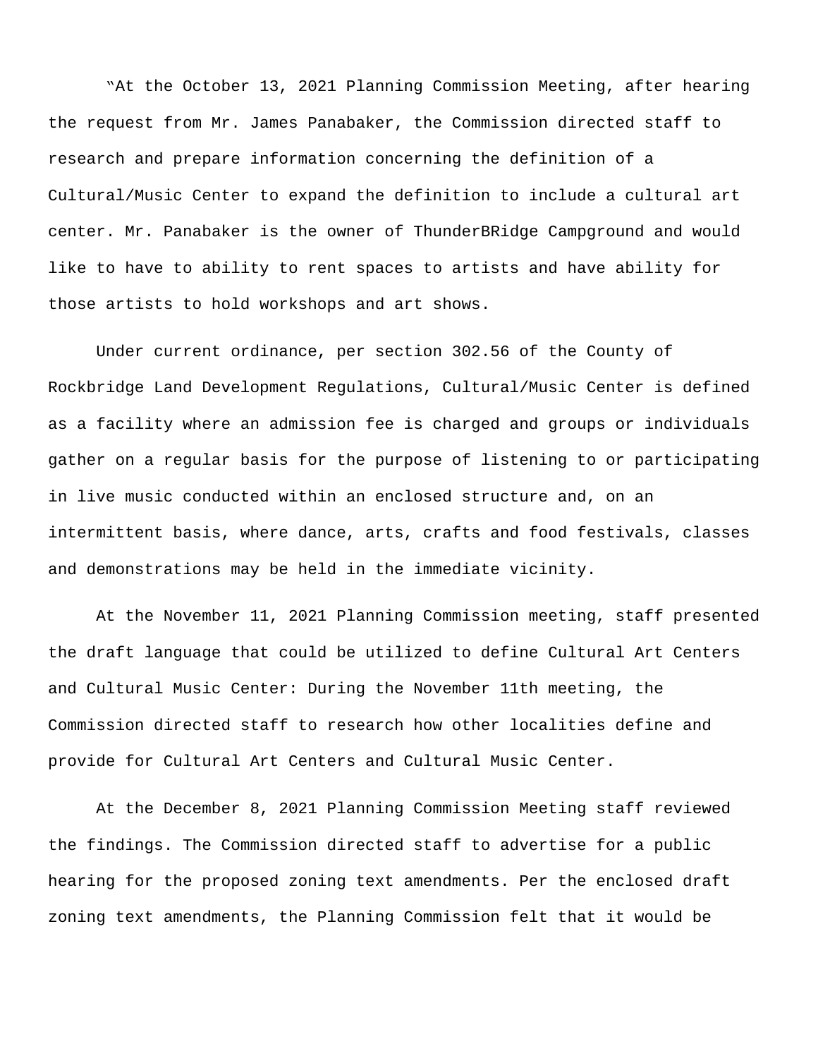"At the October 13, 2021 Planning Commission Meeting, after hearing the request from Mr. James Panabaker, the Commission directed staff to research and prepare information concerning the definition of a Cultural/Music Center to expand the definition to include a cultural art center. Mr. Panabaker is the owner of ThunderBRidge Campground and would like to have to ability to rent spaces to artists and have ability for those artists to hold workshops and art shows.

Under current ordinance, per section 302.56 of the County of Rockbridge Land Development Regulations, Cultural/Music Center is defined as a facility where an admission fee is charged and groups or individuals gather on a regular basis for the purpose of listening to or participating in live music conducted within an enclosed structure and, on an intermittent basis, where dance, arts, crafts and food festivals, classes and demonstrations may be held in the immediate vicinity.

At the November 11, 2021 Planning Commission meeting, staff presented the draft language that could be utilized to define Cultural Art Centers and Cultural Music Center: During the November 11th meeting, the Commission directed staff to research how other localities define and provide for Cultural Art Centers and Cultural Music Center.

At the December 8, 2021 Planning Commission Meeting staff reviewed the findings. The Commission directed staff to advertise for a public hearing for the proposed zoning text amendments. Per the enclosed draft zoning text amendments, the Planning Commission felt that it would be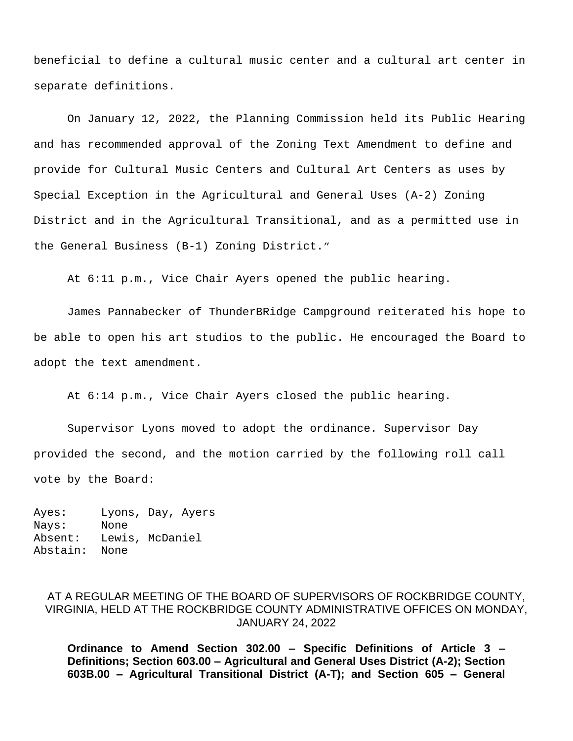beneficial to define a cultural music center and a cultural art center in separate definitions.

On January 12, 2022, the Planning Commission held its Public Hearing and has recommended approval of the Zoning Text Amendment to define and provide for Cultural Music Centers and Cultural Art Centers as uses by Special Exception in the Agricultural and General Uses (A-2) Zoning District and in the Agricultural Transitional, and as a permitted use in the General Business (B-1) Zoning District."

At 6:11 p.m., Vice Chair Ayers opened the public hearing.

James Pannabecker of ThunderBRidge Campground reiterated his hope to be able to open his art studios to the public. He encouraged the Board to adopt the text amendment.

At 6:14 p.m., Vice Chair Ayers closed the public hearing.

Supervisor Lyons moved to adopt the ordinance. Supervisor Day provided the second, and the motion carried by the following roll call vote by the Board:

Ayes: Lyons, Day, Ayers
Nays: None
Absent: Lewis, McDaniel
Abstain: None

AT A REGULAR MEETING OF THE BOARD OF SUPERVISORS OF ROCKBRIDGE COUNTY, VIRGINIA, HELD AT THE ROCKBRIDGE COUNTY ADMINISTRATIVE OFFICES ON MONDAY, JANUARY 24, 2022

**Ordinance to Amend Section 302.00 – Specific Definitions of Article 3 – Definitions; Section 603.00 – Agricultural and General Uses District (A-2); Section 603B.00 – Agricultural Transitional District (A-T); and Section 605 – General**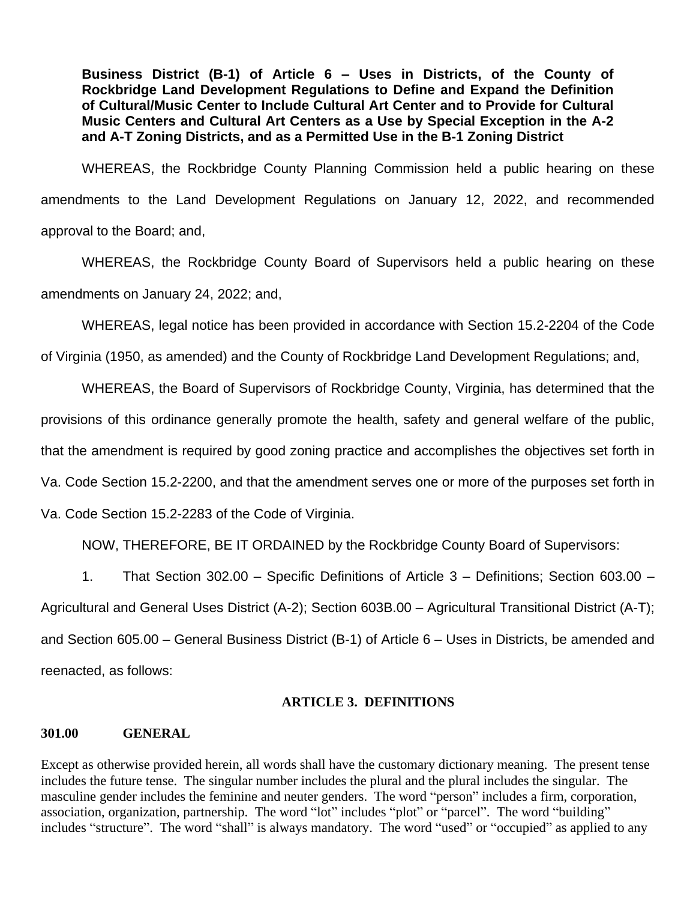**Business District (B-1) of Article 6 – Uses in Districts, of the County of Rockbridge Land Development Regulations to Define and Expand the Definition of Cultural/Music Center to Include Cultural Art Center and to Provide for Cultural Music Centers and Cultural Art Centers as a Use by Special Exception in the A-2 and A-T Zoning Districts, and as a Permitted Use in the B-1 Zoning District**

WHEREAS, the Rockbridge County Planning Commission held a public hearing on these amendments to the Land Development Regulations on January 12, 2022, and recommended approval to the Board; and,

WHEREAS, the Rockbridge County Board of Supervisors held a public hearing on these amendments on January 24, 2022; and,

WHEREAS, legal notice has been provided in accordance with Section 15.2-2204 of the Code of Virginia (1950, as amended) and the County of Rockbridge Land Development Regulations; and,

WHEREAS, the Board of Supervisors of Rockbridge County, Virginia, has determined that the provisions of this ordinance generally promote the health, safety and general welfare of the public, that the amendment is required by good zoning practice and accomplishes the objectives set forth in Va. Code Section 15.2-2200, and that the amendment serves one or more of the purposes set forth in Va. Code Section 15.2-2283 of the Code of Virginia.

NOW, THEREFORE, BE IT ORDAINED by the Rockbridge County Board of Supervisors:

1. That Section 302.00 – Specific Definitions of Article 3 – Definitions; Section 603.00 – Agricultural and General Uses District (A-2); Section 603B.00 – Agricultural Transitional District (A-T); and Section 605.00 – General Business District (B-1) of Article 6 – Uses in Districts, be amended and reenacted, as follows:

## ARTICLE 3. DEFINITIONS

### 301.00 GENERAL

Except as otherwise provided herein, all words shall have the customary dictionary meaning. The present tense includes the future tense. The singular number includes the plural and the plural includes the singular. The masculine gender includes the feminine and neuter genders. The word "person" includes a firm, corporation, association, organization, partnership. The word "lot" includes "plot" or "parcel". The word "building" includes "structure". The word "shall" is always mandatory. The word "used" or "occupied" as applied to any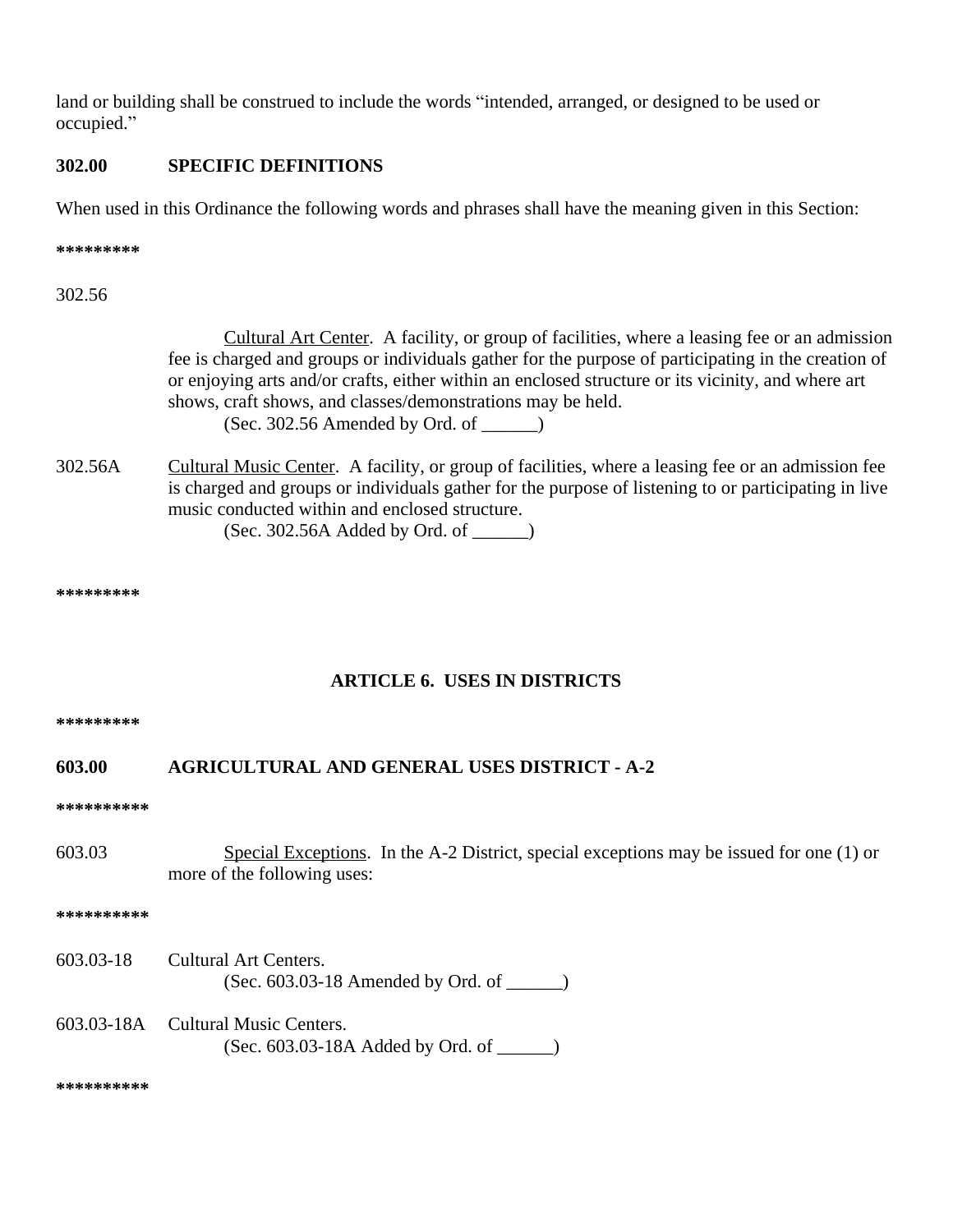land or building shall be construed to include the words "intended, arranged, or designed to be used or occupied."

**302.00 SPECIFIC DEFINITIONS**

When used in this Ordinance the following words and phrases shall have the meaning given in this Section:

*********

302.56

Cultural Art Center. A facility, or group of facilities, where a leasing fee or an admission fee is charged and groups or individuals gather for the purpose of participating in the creation of or enjoying arts and/or crafts, either within an enclosed structure or its vicinity, and where art shows, craft shows, and classes/demonstrations may be held.
(Sec. 302.56 Amended by Ord. of ______)

302.56A Cultural Music Center. A facility, or group of facilities, where a leasing fee or an admission fee is charged and groups or individuals gather for the purpose of listening to or participating in live music conducted within and enclosed structure.
(Sec. 302.56A Added by Ord. of ______)

*********

## ARTICLE 6. USES IN DISTRICTS

*********

**603.00 AGRICULTURAL AND GENERAL USES DISTRICT - A-2**

**********

603.03 Special Exceptions. In the A-2 District, special exceptions may be issued for one (1) or more of the following uses:

**********

603.03-18 Cultural Art Centers.
(Sec. 603.03-18 Amended by Ord. of ______)

603.03-18A Cultural Music Centers.
(Sec. 603.03-18A Added by Ord. of ______)

**********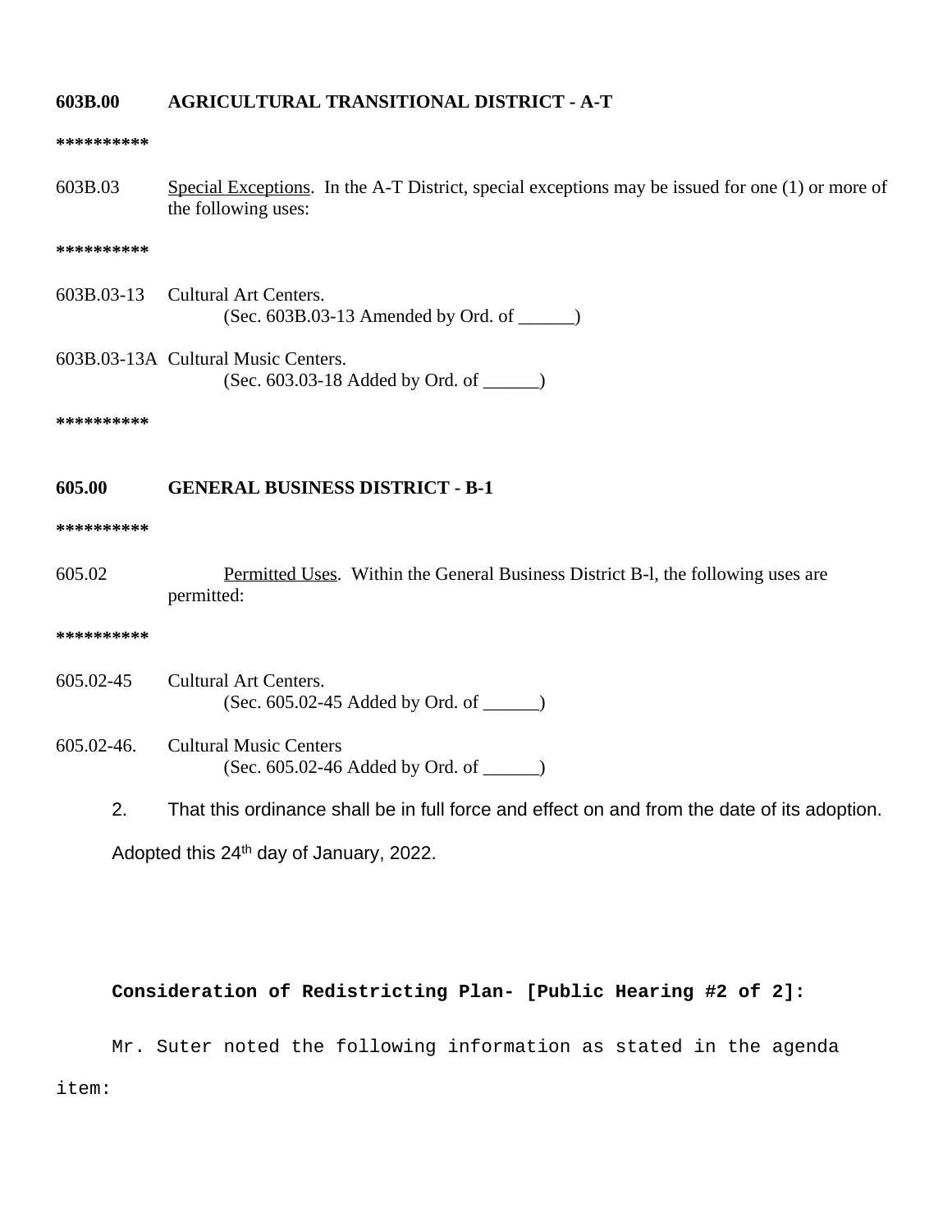**603B.00 AGRICULTURAL TRANSITIONAL DISTRICT - A-T**

**\*\*\*\*\*\*\*\*\*\***

603B.03 Special Exceptions. In the A-T District, special exceptions may be issued for one (1) or more of the following uses:

**\*\*\*\*\*\*\*\*\*\***

603B.03-13 Cultural Art Centers.
(Sec. 603B.03-13 Amended by Ord. of ______)

603B.03-13A Cultural Music Centers.
(Sec. 603.03-18 Added by Ord. of ______)

**\*\*\*\*\*\*\*\*\*\***

**605.00 GENERAL BUSINESS DISTRICT - B-1**

**\*\*\*\*\*\*\*\*\*\***

605.02 Permitted Uses. Within the General Business District B-l, the following uses are permitted:

**\*\*\*\*\*\*\*\*\*\***

605.02-45 Cultural Art Centers.
(Sec. 605.02-45 Added by Ord. of ______)

605.02-46. Cultural Music Centers
(Sec. 605.02-46 Added by Ord. of ______)

2. That this ordinance shall be in full force and effect on and from the date of its adoption.

Adopted this 24th day of January, 2022.

**Consideration of Redistricting Plan- [Public Hearing #2 of 2]:**

Mr. Suter noted the following information as stated in the agenda item: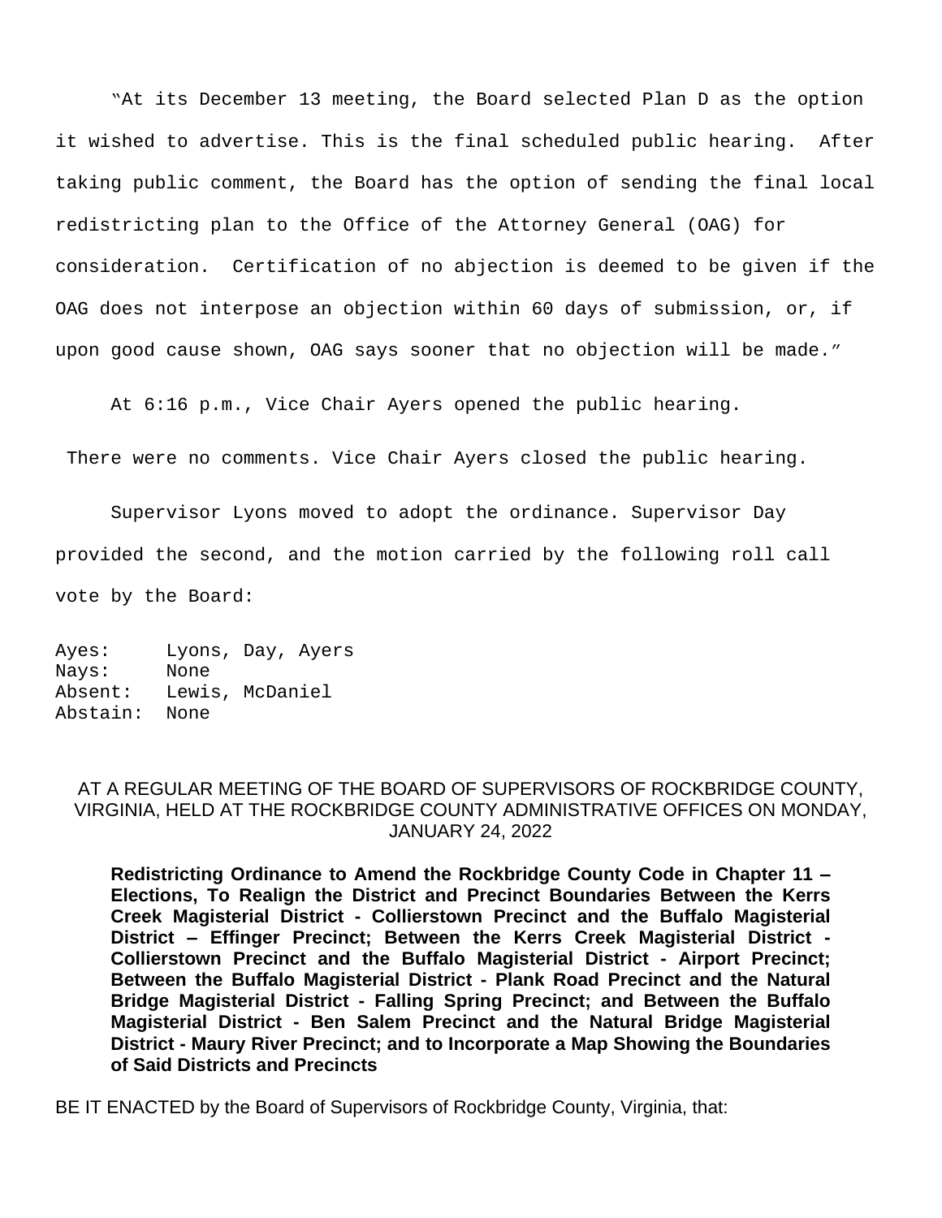"At its December 13 meeting, the Board selected Plan D as the option it wished to advertise. This is the final scheduled public hearing. After taking public comment, the Board has the option of sending the final local redistricting plan to the Office of the Attorney General (OAG) for consideration. Certification of no abjection is deemed to be given if the OAG does not interpose an objection within 60 days of submission, or, if upon good cause shown, OAG says sooner that no objection will be made."

At 6:16 p.m., Vice Chair Ayers opened the public hearing.

There were no comments. Vice Chair Ayers closed the public hearing.

Supervisor Lyons moved to adopt the ordinance. Supervisor Day provided the second, and the motion carried by the following roll call vote by the Board:

```
Ayes:     Lyons, Day, Ayers
Nays:     None
Absent:   Lewis, McDaniel
Abstain:  None
```

AT A REGULAR MEETING OF THE BOARD OF SUPERVISORS OF ROCKBRIDGE COUNTY, VIRGINIA, HELD AT THE ROCKBRIDGE COUNTY ADMINISTRATIVE OFFICES ON MONDAY, JANUARY 24, 2022

**Redistricting Ordinance to Amend the Rockbridge County Code in Chapter 11 – Elections, To Realign the District and Precinct Boundaries Between the Kerrs Creek Magisterial District - Collierstown Precinct and the Buffalo Magisterial District – Effinger Precinct; Between the Kerrs Creek Magisterial District - Collierstown Precinct and the Buffalo Magisterial District - Airport Precinct; Between the Buffalo Magisterial District - Plank Road Precinct and the Natural Bridge Magisterial District - Falling Spring Precinct; and Between the Buffalo Magisterial District - Ben Salem Precinct and the Natural Bridge Magisterial District - Maury River Precinct; and to Incorporate a Map Showing the Boundaries of Said Districts and Precincts**

BE IT ENACTED by the Board of Supervisors of Rockbridge County, Virginia, that: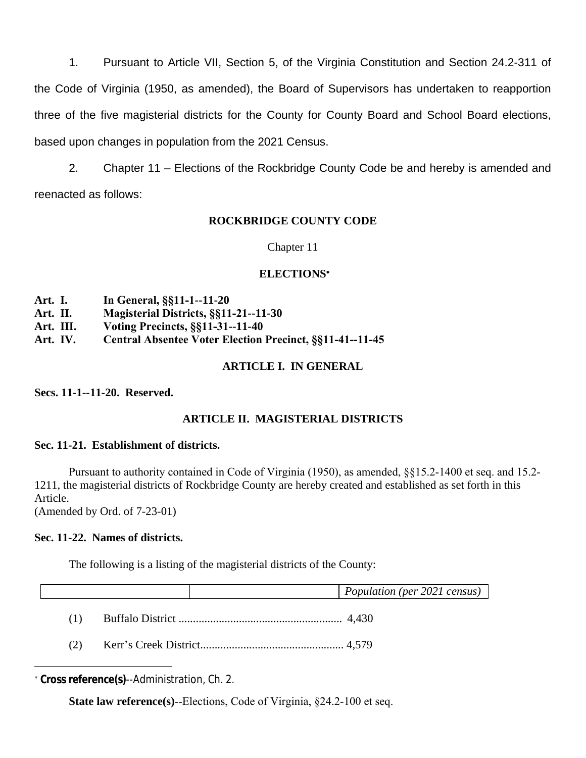1. Pursuant to Article VII, Section 5, of the Virginia Constitution and Section 24.2-311 of the Code of Virginia (1950, as amended), the Board of Supervisors has undertaken to reapportion three of the five magisterial districts for the County for County Board and School Board elections, based upon changes in population from the 2021 Census.

2. Chapter 11 – Elections of the Rockbridge County Code be and hereby is amended and reenacted as follows:

**ROCKBRIDGE COUNTY CODE**

Chapter 11

**ELECTIONS***

**Art. I. In General, §§11-1--11-20**
**Art. II. Magisterial Districts, §§11-21--11-30**
**Art. III. Voting Precincts, §§11-31--11-40**
**Art. IV. Central Absentee Voter Election Precinct, §§11-41--11-45**

**ARTICLE I. IN GENERAL**

**Secs. 11-1--11-20. Reserved.**

**ARTICLE II. MAGISTERIAL DISTRICTS**

**Sec. 11-21. Establishment of districts.**

Pursuant to authority contained in Code of Virginia (1950), as amended, §§15.2-1400 et seq. and 15.2-1211, the magisterial districts of Rockbridge County are hereby created and established as set forth in this Article.
(Amended by Ord. of 7-23-01)

**Sec. 11-22. Names of districts.**

The following is a listing of the magisterial districts of the County:

| | | *Population (per 2021 census)* |
|---|---|---|
| (1) | Buffalo District ......................................................... | 4,430 |
| (2) | Kerr's Creek District.................................................. | 4,579 |

---

* **Cross reference(s)**--Administration, Ch. 2.

**State law reference(s)**--Elections, Code of Virginia, §24.2-100 et seq.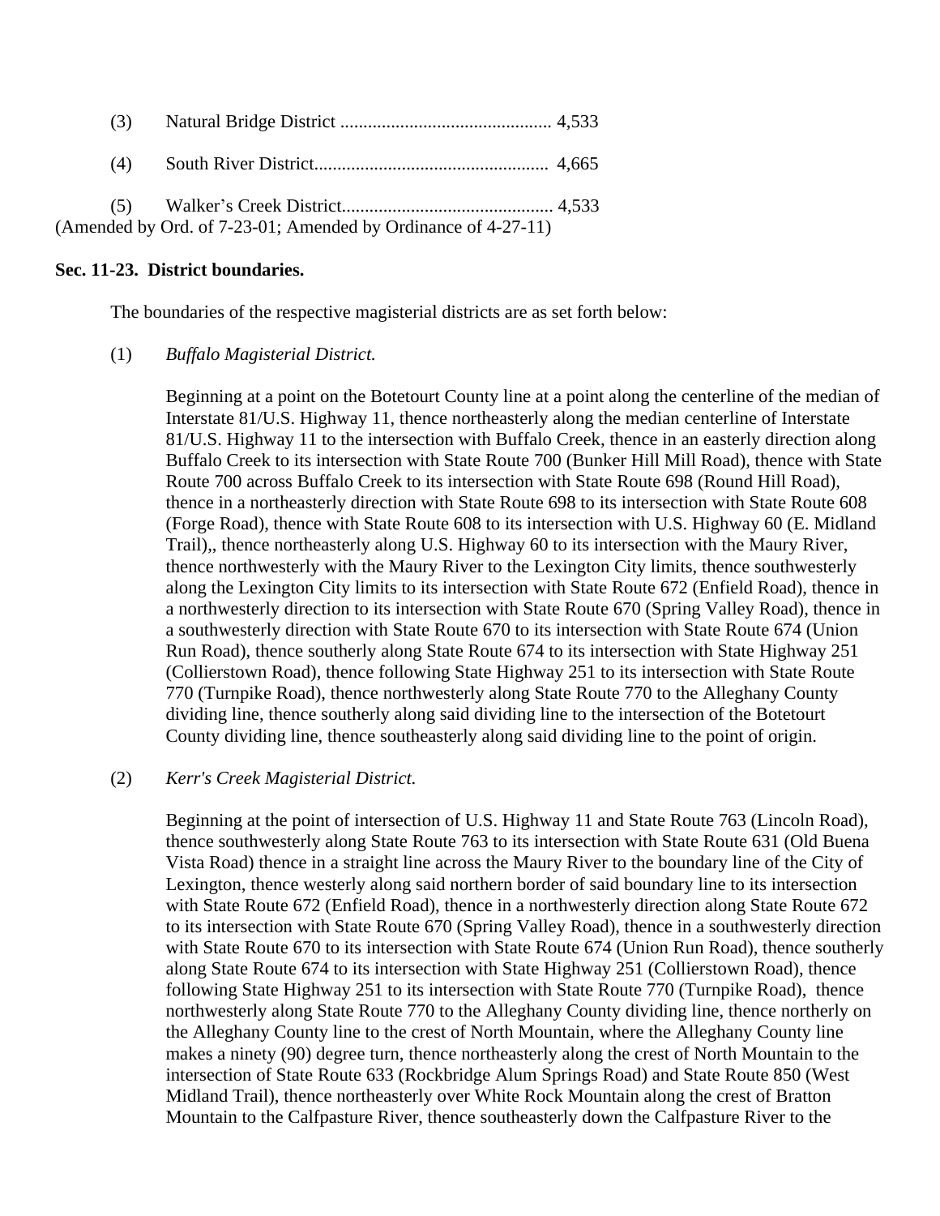(3) Natural Bridge District ............................................. 4,533

(4) South River District.................................................. 4,665

(5) Walker's Creek District............................................. 4,533

(Amended by Ord. of 7-23-01; Amended by Ordinance of 4-27-11)

**Sec. 11-23. District boundaries.**

The boundaries of the respective magisterial districts are as set forth below:

(1) *Buffalo Magisterial District.*

Beginning at a point on the Botetourt County line at a point along the centerline of the median of Interstate 81/U.S. Highway 11, thence northeasterly along the median centerline of Interstate 81/U.S. Highway 11 to the intersection with Buffalo Creek, thence in an easterly direction along Buffalo Creek to its intersection with State Route 700 (Bunker Hill Mill Road), thence with State Route 700 across Buffalo Creek to its intersection with State Route 698 (Round Hill Road), thence in a northeasterly direction with State Route 698 to its intersection with State Route 608 (Forge Road), thence with State Route 608 to its intersection with U.S. Highway 60 (E. Midland Trail),, thence northeasterly along U.S. Highway 60 to its intersection with the Maury River, thence northwesterly with the Maury River to the Lexington City limits, thence southwesterly along the Lexington City limits to its intersection with State Route 672 (Enfield Road), thence in a northwesterly direction to its intersection with State Route 670 (Spring Valley Road), thence in a southwesterly direction with State Route 670 to its intersection with State Route 674 (Union Run Road), thence southerly along State Route 674 to its intersection with State Highway 251 (Collierstown Road), thence following State Highway 251 to its intersection with State Route 770 (Turnpike Road), thence northwesterly along State Route 770 to the Alleghany County dividing line, thence southerly along said dividing line to the intersection of the Botetourt County dividing line, thence southeasterly along said dividing line to the point of origin.

(2) *Kerr's Creek Magisterial District.*

Beginning at the point of intersection of U.S. Highway 11 and State Route 763 (Lincoln Road), thence southwesterly along State Route 763 to its intersection with State Route 631 (Old Buena Vista Road) thence in a straight line across the Maury River to the boundary line of the City of Lexington, thence westerly along said northern border of said boundary line to its intersection with State Route 672 (Enfield Road), thence in a northwesterly direction along State Route 672 to its intersection with State Route 670 (Spring Valley Road), thence in a southwesterly direction with State Route 670 to its intersection with State Route 674 (Union Run Road), thence southerly along State Route 674 to its intersection with State Highway 251 (Collierstown Road), thence following State Highway 251 to its intersection with State Route 770 (Turnpike Road), thence northwesterly along State Route 770 to the Alleghany County dividing line, thence northerly on the Alleghany County line to the crest of North Mountain, where the Alleghany County line makes a ninety (90) degree turn, thence northeasterly along the crest of North Mountain to the intersection of State Route 633 (Rockbridge Alum Springs Road) and State Route 850 (West Midland Trail), thence northeasterly over White Rock Mountain along the crest of Bratton Mountain to the Calfpasture River, thence southeasterly down the Calfpasture River to the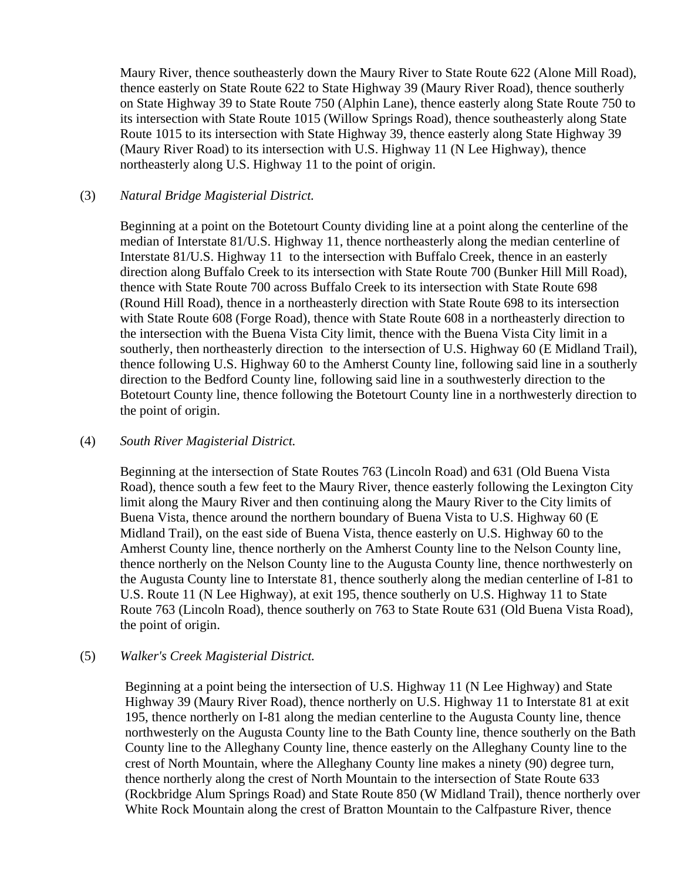Maury River, thence southeasterly down the Maury River to State Route 622 (Alone Mill Road), thence easterly on State Route 622 to State Highway 39 (Maury River Road), thence southerly on State Highway 39 to State Route 750 (Alphin Lane), thence easterly along State Route 750 to its intersection with State Route 1015 (Willow Springs Road), thence southeasterly along State Route 1015 to its intersection with State Highway 39, thence easterly along State Highway 39 (Maury River Road) to its intersection with U.S. Highway 11 (N Lee Highway), thence northeasterly along U.S. Highway 11 to the point of origin.

(3) *Natural Bridge Magisterial District.*

Beginning at a point on the Botetourt County dividing line at a point along the centerline of the median of Interstate 81/U.S. Highway 11, thence northeasterly along the median centerline of Interstate 81/U.S. Highway 11 to the intersection with Buffalo Creek, thence in an easterly direction along Buffalo Creek to its intersection with State Route 700 (Bunker Hill Mill Road), thence with State Route 700 across Buffalo Creek to its intersection with State Route 698 (Round Hill Road), thence in a northeasterly direction with State Route 698 to its intersection with State Route 608 (Forge Road), thence with State Route 608 in a northeasterly direction to the intersection with the Buena Vista City limit, thence with the Buena Vista City limit in a southerly, then northeasterly direction to the intersection of U.S. Highway 60 (E Midland Trail), thence following U.S. Highway 60 to the Amherst County line, following said line in a southerly direction to the Bedford County line, following said line in a southwesterly direction to the Botetourt County line, thence following the Botetourt County line in a northwesterly direction to the point of origin.

(4) *South River Magisterial District.*

Beginning at the intersection of State Routes 763 (Lincoln Road) and 631 (Old Buena Vista Road), thence south a few feet to the Maury River, thence easterly following the Lexington City limit along the Maury River and then continuing along the Maury River to the City limits of Buena Vista, thence around the northern boundary of Buena Vista to U.S. Highway 60 (E Midland Trail), on the east side of Buena Vista, thence easterly on U.S. Highway 60 to the Amherst County line, thence northerly on the Amherst County line to the Nelson County line, thence northerly on the Nelson County line to the Augusta County line, thence northwesterly on the Augusta County line to Interstate 81, thence southerly along the median centerline of I-81 to U.S. Route 11 (N Lee Highway), at exit 195, thence southerly on U.S. Highway 11 to State Route 763 (Lincoln Road), thence southerly on 763 to State Route 631 (Old Buena Vista Road), the point of origin.

(5) *Walker's Creek Magisterial District.*

Beginning at a point being the intersection of U.S. Highway 11 (N Lee Highway) and State Highway 39 (Maury River Road), thence northerly on U.S. Highway 11 to Interstate 81 at exit 195, thence northerly on I-81 along the median centerline to the Augusta County line, thence northwesterly on the Augusta County line to the Bath County line, thence southerly on the Bath County line to the Alleghany County line, thence easterly on the Alleghany County line to the crest of North Mountain, where the Alleghany County line makes a ninety (90) degree turn, thence northerly along the crest of North Mountain to the intersection of State Route 633 (Rockbridge Alum Springs Road) and State Route 850 (W Midland Trail), thence northerly over White Rock Mountain along the crest of Bratton Mountain to the Calfpasture River, thence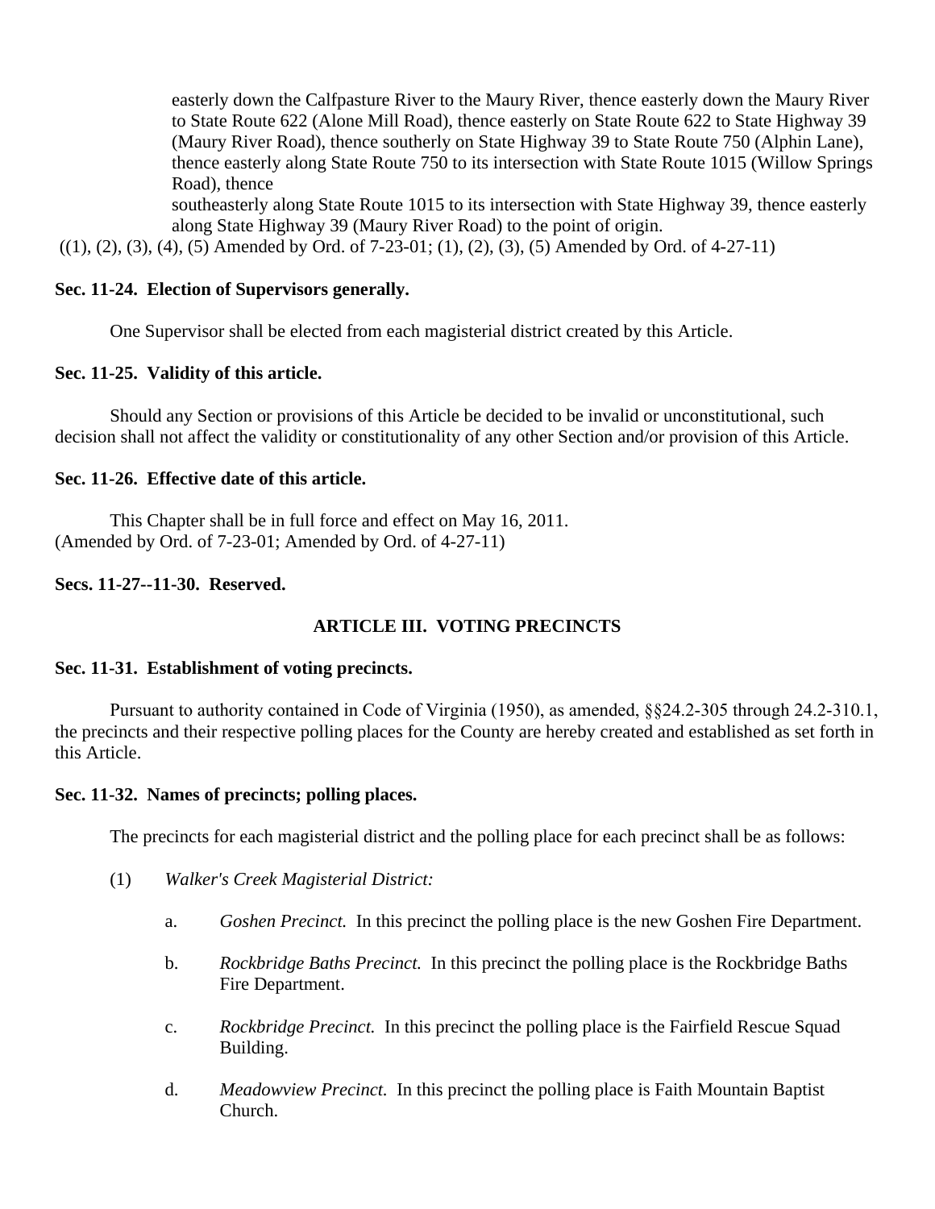easterly down the Calfpasture River to the Maury River, thence easterly down the Maury River to State Route 622 (Alone Mill Road), thence easterly on State Route 622 to State Highway 39 (Maury River Road), thence southerly on State Highway 39 to State Route 750 (Alphin Lane), thence easterly along State Route 750 to its intersection with State Route 1015 (Willow Springs Road), thence
southeasterly along State Route 1015 to its intersection with State Highway 39, thence easterly along State Highway 39 (Maury River Road) to the point of origin.

((1), (2), (3), (4), (5) Amended by Ord. of 7-23-01; (1), (2), (3), (5) Amended by Ord. of 4-27-11)

**Sec. 11-24. Election of Supervisors generally.**

One Supervisor shall be elected from each magisterial district created by this Article.

**Sec. 11-25. Validity of this article.**

Should any Section or provisions of this Article be decided to be invalid or unconstitutional, such decision shall not affect the validity or constitutionality of any other Section and/or provision of this Article.

**Sec. 11-26. Effective date of this article.**

This Chapter shall be in full force and effect on May 16, 2011.
(Amended by Ord. of 7-23-01; Amended by Ord. of 4-27-11)

**Secs. 11-27--11-30. Reserved.**

## ARTICLE III. VOTING PRECINCTS

**Sec. 11-31. Establishment of voting precincts.**

Pursuant to authority contained in Code of Virginia (1950), as amended, §§24.2-305 through 24.2-310.1, the precincts and their respective polling places for the County are hereby created and established as set forth in this Article.

**Sec. 11-32. Names of precincts; polling places.**

The precincts for each magisterial district and the polling place for each precinct shall be as follows:

(1) *Walker's Creek Magisterial District:*

a. *Goshen Precinct.* In this precinct the polling place is the new Goshen Fire Department.

b. *Rockbridge Baths Precinct.* In this precinct the polling place is the Rockbridge Baths Fire Department.

c. *Rockbridge Precinct.* In this precinct the polling place is the Fairfield Rescue Squad Building.

d. *Meadowview Precinct.* In this precinct the polling place is Faith Mountain Baptist Church.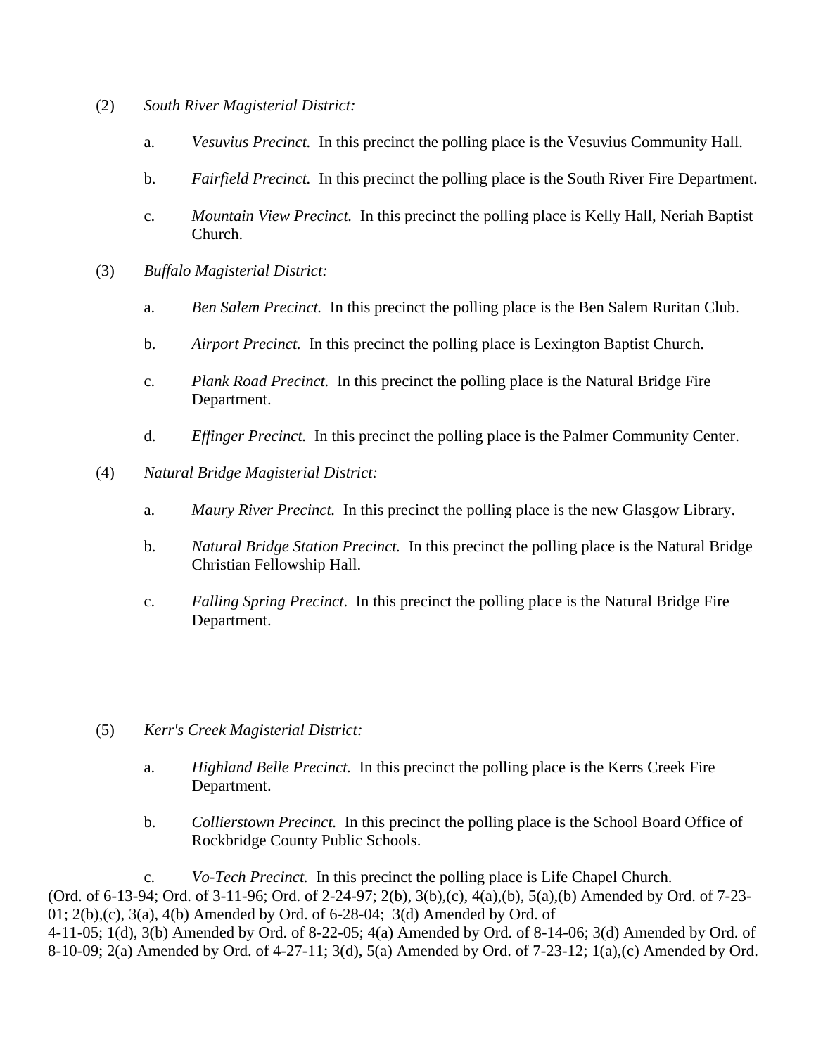(2) *South River Magisterial District:*

a. *Vesuvius Precinct.* In this precinct the polling place is the Vesuvius Community Hall.

b. *Fairfield Precinct.* In this precinct the polling place is the South River Fire Department.

c. *Mountain View Precinct.* In this precinct the polling place is Kelly Hall, Neriah Baptist Church.

(3) *Buffalo Magisterial District:*

a. *Ben Salem Precinct.* In this precinct the polling place is the Ben Salem Ruritan Club.

b. *Airport Precinct.* In this precinct the polling place is Lexington Baptist Church.

c. *Plank Road Precinct.* In this precinct the polling place is the Natural Bridge Fire Department.

d. *Effinger Precinct.* In this precinct the polling place is the Palmer Community Center.

(4) *Natural Bridge Magisterial District:*

a. *Maury River Precinct.* In this precinct the polling place is the new Glasgow Library.

b. *Natural Bridge Station Precinct.* In this precinct the polling place is the Natural Bridge Christian Fellowship Hall.

c. *Falling Spring Precinct*. In this precinct the polling place is the Natural Bridge Fire Department.

(5) *Kerr's Creek Magisterial District:*

a. *Highland Belle Precinct.* In this precinct the polling place is the Kerrs Creek Fire Department.

b. *Collierstown Precinct.* In this precinct the polling place is the School Board Office of Rockbridge County Public Schools.

c. *Vo-Tech Precinct.* In this precinct the polling place is Life Chapel Church.

(Ord. of 6-13-94; Ord. of 3-11-96; Ord. of 2-24-97; 2(b), 3(b),(c), 4(a),(b), 5(a),(b) Amended by Ord. of 7-23-01; 2(b),(c), 3(a), 4(b) Amended by Ord. of 6-28-04; 3(d) Amended by Ord. of 4-11-05; 1(d), 3(b) Amended by Ord. of 8-22-05; 4(a) Amended by Ord. of 8-14-06; 3(d) Amended by Ord. of 8-10-09; 2(a) Amended by Ord. of 4-27-11; 3(d), 5(a) Amended by Ord. of 7-23-12; 1(a),(c) Amended by Ord.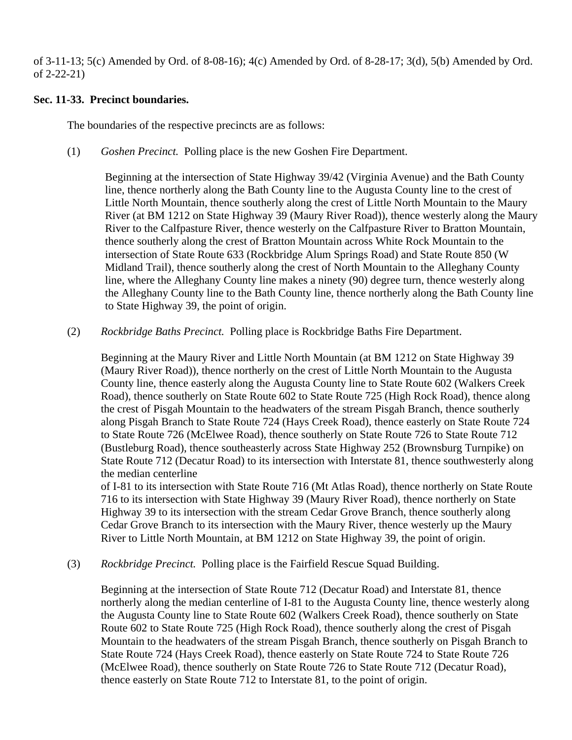of 3-11-13; 5(c) Amended by Ord. of 8-08-16); 4(c) Amended by Ord. of 8-28-17; 3(d), 5(b) Amended by Ord. of 2-22-21)

**Sec. 11-33. Precinct boundaries.**

The boundaries of the respective precincts are as follows:

(1) *Goshen Precinct.* Polling place is the new Goshen Fire Department.

Beginning at the intersection of State Highway 39/42 (Virginia Avenue) and the Bath County line, thence northerly along the Bath County line to the Augusta County line to the crest of Little North Mountain, thence southerly along the crest of Little North Mountain to the Maury River (at BM 1212 on State Highway 39 (Maury River Road)), thence westerly along the Maury River to the Calfpasture River, thence westerly on the Calfpasture River to Bratton Mountain, thence southerly along the crest of Bratton Mountain across White Rock Mountain to the intersection of State Route 633 (Rockbridge Alum Springs Road) and State Route 850 (W Midland Trail), thence southerly along the crest of North Mountain to the Alleghany County line, where the Alleghany County line makes a ninety (90) degree turn, thence westerly along the Alleghany County line to the Bath County line, thence northerly along the Bath County line to State Highway 39, the point of origin.

(2) *Rockbridge Baths Precinct.* Polling place is Rockbridge Baths Fire Department.

Beginning at the Maury River and Little North Mountain (at BM 1212 on State Highway 39 (Maury River Road)), thence northerly on the crest of Little North Mountain to the Augusta County line, thence easterly along the Augusta County line to State Route 602 (Walkers Creek Road), thence southerly on State Route 602 to State Route 725 (High Rock Road), thence along the crest of Pisgah Mountain to the headwaters of the stream Pisgah Branch, thence southerly along Pisgah Branch to State Route 724 (Hays Creek Road), thence easterly on State Route 724 to State Route 726 (McElwee Road), thence southerly on State Route 726 to State Route 712 (Bustleburg Road), thence southeasterly across State Highway 252 (Brownsburg Turnpike) on State Route 712 (Decatur Road) to its intersection with Interstate 81, thence southwesterly along the median centerline of I-81 to its intersection with State Route 716 (Mt Atlas Road), thence northerly on State Route 716 to its intersection with State Highway 39 (Maury River Road), thence northerly on State Highway 39 to its intersection with the stream Cedar Grove Branch, thence southerly along Cedar Grove Branch to its intersection with the Maury River, thence westerly up the Maury River to Little North Mountain, at BM 1212 on State Highway 39, the point of origin.

(3) *Rockbridge Precinct.* Polling place is the Fairfield Rescue Squad Building.

Beginning at the intersection of State Route 712 (Decatur Road) and Interstate 81, thence northerly along the median centerline of I-81 to the Augusta County line, thence westerly along the Augusta County line to State Route 602 (Walkers Creek Road), thence southerly on State Route 602 to State Route 725 (High Rock Road), thence southerly along the crest of Pisgah Mountain to the headwaters of the stream Pisgah Branch, thence southerly on Pisgah Branch to State Route 724 (Hays Creek Road), thence easterly on State Route 724 to State Route 726 (McElwee Road), thence southerly on State Route 726 to State Route 712 (Decatur Road), thence easterly on State Route 712 to Interstate 81, to the point of origin.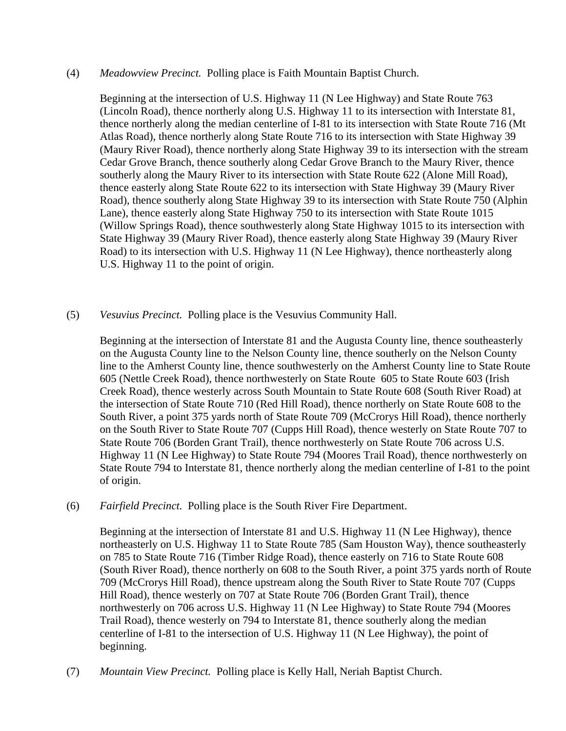(4) *Meadowview Precinct.* Polling place is Faith Mountain Baptist Church.

Beginning at the intersection of U.S. Highway 11 (N Lee Highway) and State Route 763 (Lincoln Road), thence northerly along U.S. Highway 11 to its intersection with Interstate 81, thence northerly along the median centerline of I-81 to its intersection with State Route 716 (Mt Atlas Road), thence northerly along State Route 716 to its intersection with State Highway 39 (Maury River Road), thence northerly along State Highway 39 to its intersection with the stream Cedar Grove Branch, thence southerly along Cedar Grove Branch to the Maury River, thence southerly along the Maury River to its intersection with State Route 622 (Alone Mill Road), thence easterly along State Route 622 to its intersection with State Highway 39 (Maury River Road), thence southerly along State Highway 39 to its intersection with State Route 750 (Alphin Lane), thence easterly along State Highway 750 to its intersection with State Route 1015 (Willow Springs Road), thence southwesterly along State Highway 1015 to its intersection with State Highway 39 (Maury River Road), thence easterly along State Highway 39 (Maury River Road) to its intersection with U.S. Highway 11 (N Lee Highway), thence northeasterly along U.S. Highway 11 to the point of origin.

(5) *Vesuvius Precinct.* Polling place is the Vesuvius Community Hall.

Beginning at the intersection of Interstate 81 and the Augusta County line, thence southeasterly on the Augusta County line to the Nelson County line, thence southerly on the Nelson County line to the Amherst County line, thence southwesterly on the Amherst County line to State Route 605 (Nettle Creek Road), thence northwesterly on State Route 605 to State Route 603 (Irish Creek Road), thence westerly across South Mountain to State Route 608 (South River Road) at the intersection of State Route 710 (Red Hill Road), thence northerly on State Route 608 to the South River, a point 375 yards north of State Route 709 (McCrorys Hill Road), thence northerly on the South River to State Route 707 (Cupps Hill Road), thence westerly on State Route 707 to State Route 706 (Borden Grant Trail), thence northwesterly on State Route 706 across U.S. Highway 11 (N Lee Highway) to State Route 794 (Moores Trail Road), thence northwesterly on State Route 794 to Interstate 81, thence northerly along the median centerline of I-81 to the point of origin.

(6) *Fairfield Precinct.* Polling place is the South River Fire Department.

Beginning at the intersection of Interstate 81 and U.S. Highway 11 (N Lee Highway), thence northeasterly on U.S. Highway 11 to State Route 785 (Sam Houston Way), thence southeasterly on 785 to State Route 716 (Timber Ridge Road), thence easterly on 716 to State Route 608 (South River Road), thence northerly on 608 to the South River, a point 375 yards north of Route 709 (McCrorys Hill Road), thence upstream along the South River to State Route 707 (Cupps Hill Road), thence westerly on 707 at State Route 706 (Borden Grant Trail), thence northwesterly on 706 across U.S. Highway 11 (N Lee Highway) to State Route 794 (Moores Trail Road), thence westerly on 794 to Interstate 81, thence southerly along the median centerline of I-81 to the intersection of U.S. Highway 11 (N Lee Highway), the point of beginning.

(7) *Mountain View Precinct.* Polling place is Kelly Hall, Neriah Baptist Church.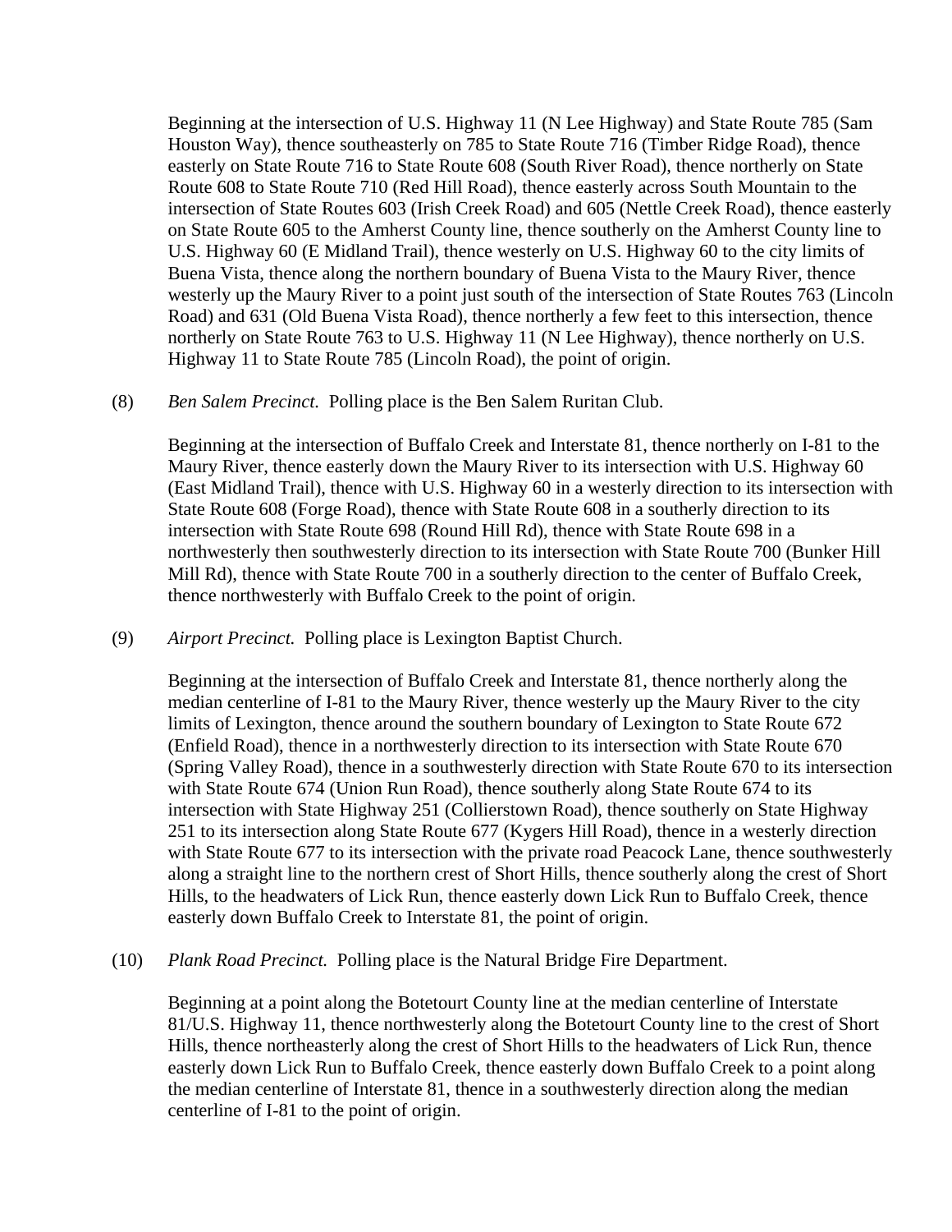Beginning at the intersection of U.S. Highway 11 (N Lee Highway) and State Route 785 (Sam Houston Way), thence southeasterly on 785 to State Route 716 (Timber Ridge Road), thence easterly on State Route 716 to State Route 608 (South River Road), thence northerly on State Route 608 to State Route 710 (Red Hill Road), thence easterly across South Mountain to the intersection of State Routes 603 (Irish Creek Road) and 605 (Nettle Creek Road), thence easterly on State Route 605 to the Amherst County line, thence southerly on the Amherst County line to U.S. Highway 60 (E Midland Trail), thence westerly on U.S. Highway 60 to the city limits of Buena Vista, thence along the northern boundary of Buena Vista to the Maury River, thence westerly up the Maury River to a point just south of the intersection of State Routes 763 (Lincoln Road) and 631 (Old Buena Vista Road), thence northerly a few feet to this intersection, thence northerly on State Route 763 to U.S. Highway 11 (N Lee Highway), thence northerly on U.S. Highway 11 to State Route 785 (Lincoln Road), the point of origin.

(8) *Ben Salem Precinct.* Polling place is the Ben Salem Ruritan Club.

Beginning at the intersection of Buffalo Creek and Interstate 81, thence northerly on I-81 to the Maury River, thence easterly down the Maury River to its intersection with U.S. Highway 60 (East Midland Trail), thence with U.S. Highway 60 in a westerly direction to its intersection with State Route 608 (Forge Road), thence with State Route 608 in a southerly direction to its intersection with State Route 698 (Round Hill Rd), thence with State Route 698 in a northwesterly then southwesterly direction to its intersection with State Route 700 (Bunker Hill Mill Rd), thence with State Route 700 in a southerly direction to the center of Buffalo Creek, thence northwesterly with Buffalo Creek to the point of origin.

(9) *Airport Precinct.* Polling place is Lexington Baptist Church.

Beginning at the intersection of Buffalo Creek and Interstate 81, thence northerly along the median centerline of I-81 to the Maury River, thence westerly up the Maury River to the city limits of Lexington, thence around the southern boundary of Lexington to State Route 672 (Enfield Road), thence in a northwesterly direction to its intersection with State Route 670 (Spring Valley Road), thence in a southwesterly direction with State Route 670 to its intersection with State Route 674 (Union Run Road), thence southerly along State Route 674 to its intersection with State Highway 251 (Collierstown Road), thence southerly on State Highway 251 to its intersection along State Route 677 (Kygers Hill Road), thence in a westerly direction with State Route 677 to its intersection with the private road Peacock Lane, thence southwesterly along a straight line to the northern crest of Short Hills, thence southerly along the crest of Short Hills, to the headwaters of Lick Run, thence easterly down Lick Run to Buffalo Creek, thence easterly down Buffalo Creek to Interstate 81, the point of origin.

(10) *Plank Road Precinct.* Polling place is the Natural Bridge Fire Department.

Beginning at a point along the Botetourt County line at the median centerline of Interstate 81/U.S. Highway 11, thence northwesterly along the Botetourt County line to the crest of Short Hills, thence northeasterly along the crest of Short Hills to the headwaters of Lick Run, thence easterly down Lick Run to Buffalo Creek, thence easterly down Buffalo Creek to a point along the median centerline of Interstate 81, thence in a southwesterly direction along the median centerline of I-81 to the point of origin.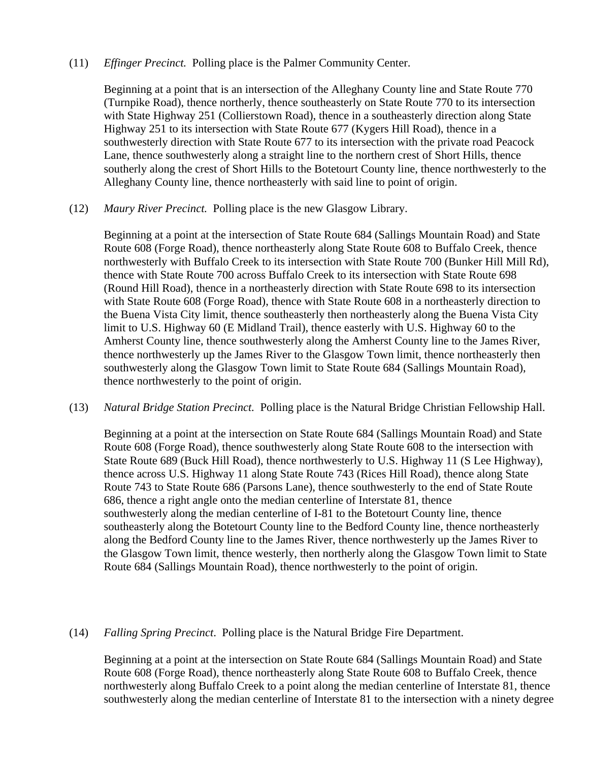(11) *Effinger Precinct.* Polling place is the Palmer Community Center.

Beginning at a point that is an intersection of the Alleghany County line and State Route 770 (Turnpike Road), thence northerly, thence southeasterly on State Route 770 to its intersection with State Highway 251 (Collierstown Road), thence in a southeasterly direction along State Highway 251 to its intersection with State Route 677 (Kygers Hill Road), thence in a southwesterly direction with State Route 677 to its intersection with the private road Peacock Lane, thence southwesterly along a straight line to the northern crest of Short Hills, thence southerly along the crest of Short Hills to the Botetourt County line, thence northwesterly to the Alleghany County line, thence northeasterly with said line to point of origin.

(12) *Maury River Precinct.* Polling place is the new Glasgow Library.

Beginning at a point at the intersection of State Route 684 (Sallings Mountain Road) and State Route 608 (Forge Road), thence northeasterly along State Route 608 to Buffalo Creek, thence northwesterly with Buffalo Creek to its intersection with State Route 700 (Bunker Hill Mill Rd), thence with State Route 700 across Buffalo Creek to its intersection with State Route 698 (Round Hill Road), thence in a northeasterly direction with State Route 698 to its intersection with State Route 608 (Forge Road), thence with State Route 608 in a northeasterly direction to the Buena Vista City limit, thence southeasterly then northeasterly along the Buena Vista City limit to U.S. Highway 60 (E Midland Trail), thence easterly with U.S. Highway 60 to the Amherst County line, thence southwesterly along the Amherst County line to the James River, thence northwesterly up the James River to the Glasgow Town limit, thence northeasterly then southwesterly along the Glasgow Town limit to State Route 684 (Sallings Mountain Road), thence northwesterly to the point of origin.

(13) *Natural Bridge Station Precinct.* Polling place is the Natural Bridge Christian Fellowship Hall.

Beginning at a point at the intersection on State Route 684 (Sallings Mountain Road) and State Route 608 (Forge Road), thence southwesterly along State Route 608 to the intersection with State Route 689 (Buck Hill Road), thence northwesterly to U.S. Highway 11 (S Lee Highway), thence across U.S. Highway 11 along State Route 743 (Rices Hill Road), thence along State Route 743 to State Route 686 (Parsons Lane), thence southwesterly to the end of State Route 686, thence a right angle onto the median centerline of Interstate 81, thence southwesterly along the median centerline of I-81 to the Botetourt County line, thence southeasterly along the Botetourt County line to the Bedford County line, thence northeasterly along the Bedford County line to the James River, thence northwesterly up the James River to the Glasgow Town limit, thence westerly, then northerly along the Glasgow Town limit to State Route 684 (Sallings Mountain Road), thence northwesterly to the point of origin.

(14) *Falling Spring Precinct*. Polling place is the Natural Bridge Fire Department.

Beginning at a point at the intersection on State Route 684 (Sallings Mountain Road) and State Route 608 (Forge Road), thence northeasterly along State Route 608 to Buffalo Creek, thence northwesterly along Buffalo Creek to a point along the median centerline of Interstate 81, thence southwesterly along the median centerline of Interstate 81 to the intersection with a ninety degree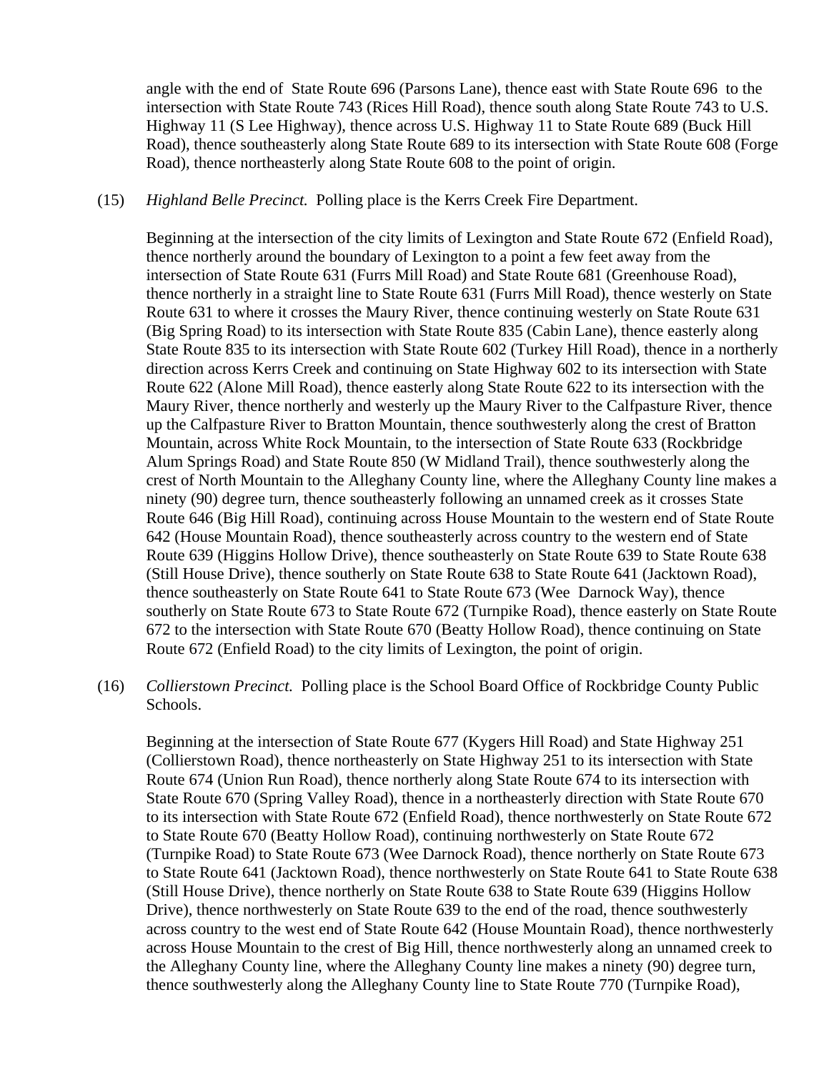angle with the end of State Route 696 (Parsons Lane), thence east with State Route 696 to the intersection with State Route 743 (Rices Hill Road), thence south along State Route 743 to U.S. Highway 11 (S Lee Highway), thence across U.S. Highway 11 to State Route 689 (Buck Hill Road), thence southeasterly along State Route 689 to its intersection with State Route 608 (Forge Road), thence northeasterly along State Route 608 to the point of origin.

(15) *Highland Belle Precinct.* Polling place is the Kerrs Creek Fire Department.

Beginning at the intersection of the city limits of Lexington and State Route 672 (Enfield Road), thence northerly around the boundary of Lexington to a point a few feet away from the intersection of State Route 631 (Furrs Mill Road) and State Route 681 (Greenhouse Road), thence northerly in a straight line to State Route 631 (Furrs Mill Road), thence westerly on State Route 631 to where it crosses the Maury River, thence continuing westerly on State Route 631 (Big Spring Road) to its intersection with State Route 835 (Cabin Lane), thence easterly along State Route 835 to its intersection with State Route 602 (Turkey Hill Road), thence in a northerly direction across Kerrs Creek and continuing on State Highway 602 to its intersection with State Route 622 (Alone Mill Road), thence easterly along State Route 622 to its intersection with the Maury River, thence northerly and westerly up the Maury River to the Calfpasture River, thence up the Calfpasture River to Bratton Mountain, thence southwesterly along the crest of Bratton Mountain, across White Rock Mountain, to the intersection of State Route 633 (Rockbridge Alum Springs Road) and State Route 850 (W Midland Trail), thence southwesterly along the crest of North Mountain to the Alleghany County line, where the Alleghany County line makes a ninety (90) degree turn, thence southeasterly following an unnamed creek as it crosses State Route 646 (Big Hill Road), continuing across House Mountain to the western end of State Route 642 (House Mountain Road), thence southeasterly across country to the western end of State Route 639 (Higgins Hollow Drive), thence southeasterly on State Route 639 to State Route 638 (Still House Drive), thence southerly on State Route 638 to State Route 641 (Jacktown Road), thence southeasterly on State Route 641 to State Route 673 (Wee Darnock Way), thence southerly on State Route 673 to State Route 672 (Turnpike Road), thence easterly on State Route 672 to the intersection with State Route 670 (Beatty Hollow Road), thence continuing on State Route 672 (Enfield Road) to the city limits of Lexington, the point of origin.

(16) *Collierstown Precinct.* Polling place is the School Board Office of Rockbridge County Public Schools.

Beginning at the intersection of State Route 677 (Kygers Hill Road) and State Highway 251 (Collierstown Road), thence northeasterly on State Highway 251 to its intersection with State Route 674 (Union Run Road), thence northerly along State Route 674 to its intersection with State Route 670 (Spring Valley Road), thence in a northeasterly direction with State Route 670 to its intersection with State Route 672 (Enfield Road), thence northwesterly on State Route 672 to State Route 670 (Beatty Hollow Road), continuing northwesterly on State Route 672 (Turnpike Road) to State Route 673 (Wee Darnock Road), thence northerly on State Route 673 to State Route 641 (Jacktown Road), thence northwesterly on State Route 641 to State Route 638 (Still House Drive), thence northerly on State Route 638 to State Route 639 (Higgins Hollow Drive), thence northwesterly on State Route 639 to the end of the road, thence southwesterly across country to the west end of State Route 642 (House Mountain Road), thence northwesterly across House Mountain to the crest of Big Hill, thence northwesterly along an unnamed creek to the Alleghany County line, where the Alleghany County line makes a ninety (90) degree turn, thence southwesterly along the Alleghany County line to State Route 770 (Turnpike Road),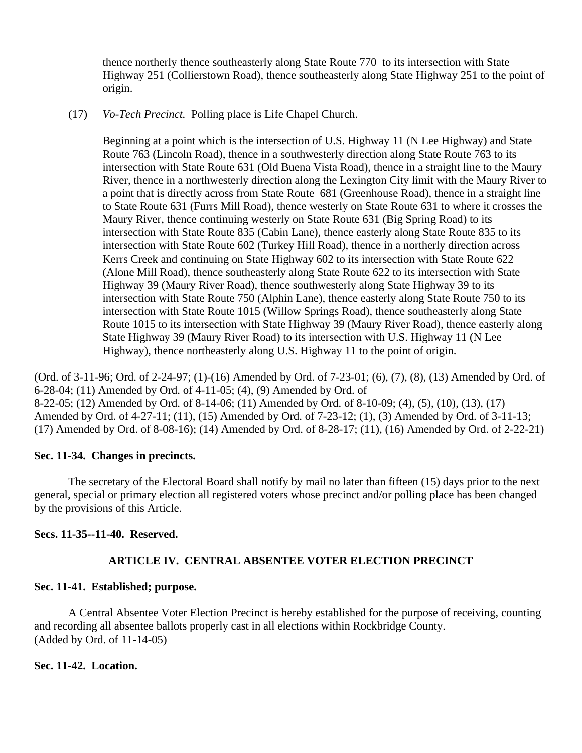thence northerly thence southeasterly along State Route 770 to its intersection with State Highway 251 (Collierstown Road), thence southeasterly along State Highway 251 to the point of origin.

(17) *Vo-Tech Precinct.* Polling place is Life Chapel Church.

Beginning at a point which is the intersection of U.S. Highway 11 (N Lee Highway) and State Route 763 (Lincoln Road), thence in a southwesterly direction along State Route 763 to its intersection with State Route 631 (Old Buena Vista Road), thence in a straight line to the Maury River, thence in a northwesterly direction along the Lexington City limit with the Maury River to a point that is directly across from State Route 681 (Greenhouse Road), thence in a straight line to State Route 631 (Furrs Mill Road), thence westerly on State Route 631 to where it crosses the Maury River, thence continuing westerly on State Route 631 (Big Spring Road) to its intersection with State Route 835 (Cabin Lane), thence easterly along State Route 835 to its intersection with State Route 602 (Turkey Hill Road), thence in a northerly direction across Kerrs Creek and continuing on State Highway 602 to its intersection with State Route 622 (Alone Mill Road), thence southeasterly along State Route 622 to its intersection with State Highway 39 (Maury River Road), thence southwesterly along State Highway 39 to its intersection with State Route 750 (Alphin Lane), thence easterly along State Route 750 to its intersection with State Route 1015 (Willow Springs Road), thence southeasterly along State Route 1015 to its intersection with State Highway 39 (Maury River Road), thence easterly along State Highway 39 (Maury River Road) to its intersection with U.S. Highway 11 (N Lee Highway), thence northeasterly along U.S. Highway 11 to the point of origin.

(Ord. of 3-11-96; Ord. of 2-24-97; (1)-(16) Amended by Ord. of 7-23-01; (6), (7), (8), (13) Amended by Ord. of 6-28-04; (11) Amended by Ord. of 4-11-05; (4), (9) Amended by Ord. of 8-22-05; (12) Amended by Ord. of 8-14-06; (11) Amended by Ord. of 8-10-09; (4), (5), (10), (13), (17) Amended by Ord. of 4-27-11; (11), (15) Amended by Ord. of 7-23-12; (1), (3) Amended by Ord. of 3-11-13; (17) Amended by Ord. of 8-08-16); (14) Amended by Ord. of 8-28-17; (11), (16) Amended by Ord. of 2-22-21)

**Sec. 11-34. Changes in precincts.**

The secretary of the Electoral Board shall notify by mail no later than fifteen (15) days prior to the next general, special or primary election all registered voters whose precinct and/or polling place has been changed by the provisions of this Article.

**Secs. 11-35--11-40. Reserved.**

## ARTICLE IV. CENTRAL ABSENTEE VOTER ELECTION PRECINCT

**Sec. 11-41. Established; purpose.**

A Central Absentee Voter Election Precinct is hereby established for the purpose of receiving, counting and recording all absentee ballots properly cast in all elections within Rockbridge County.
(Added by Ord. of 11-14-05)

**Sec. 11-42. Location.**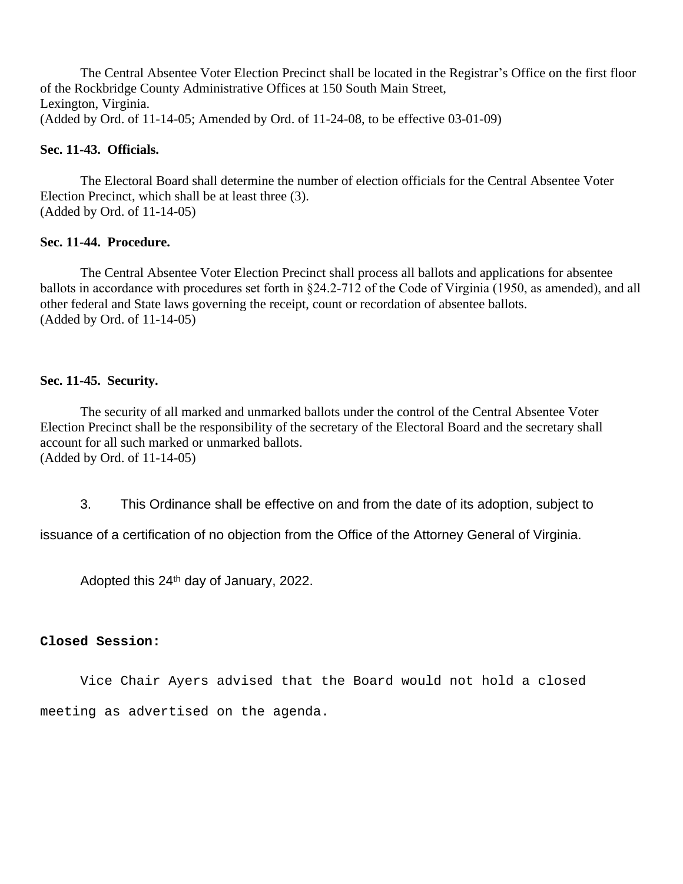The Central Absentee Voter Election Precinct shall be located in the Registrar's Office on the first floor of the Rockbridge County Administrative Offices at 150 South Main Street,
Lexington, Virginia.
(Added by Ord. of 11-14-05; Amended by Ord. of 11-24-08, to be effective 03-01-09)

**Sec. 11-43. Officials.**

The Electoral Board shall determine the number of election officials for the Central Absentee Voter Election Precinct, which shall be at least three (3).
(Added by Ord. of 11-14-05)

**Sec. 11-44. Procedure.**

The Central Absentee Voter Election Precinct shall process all ballots and applications for absentee ballots in accordance with procedures set forth in §24.2-712 of the Code of Virginia (1950, as amended), and all other federal and State laws governing the receipt, count or recordation of absentee ballots.
(Added by Ord. of 11-14-05)

**Sec. 11-45. Security.**

The security of all marked and unmarked ballots under the control of the Central Absentee Voter Election Precinct shall be the responsibility of the secretary of the Electoral Board and the secretary shall account for all such marked or unmarked ballots.
(Added by Ord. of 11-14-05)

3. This Ordinance shall be effective on and from the date of its adoption, subject to issuance of a certification of no objection from the Office of the Attorney General of Virginia.

Adopted this 24th day of January, 2022.

**Closed Session:**

Vice Chair Ayers advised that the Board would not hold a closed meeting as advertised on the agenda.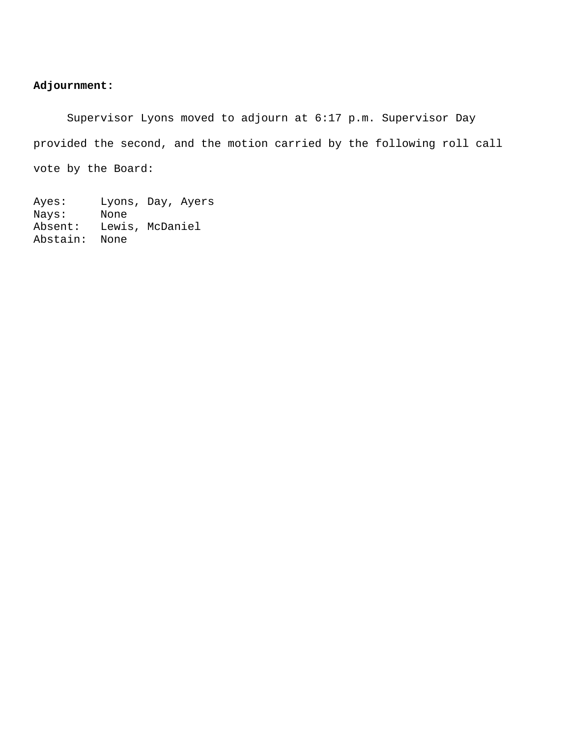**Adjournment:**

Supervisor Lyons moved to adjourn at 6:17 p.m. Supervisor Day provided the second, and the motion carried by the following roll call vote by the Board:

| | |
|---|---|
| Ayes: | Lyons, Day, Ayers |
| Nays: | None |
| Absent: | Lewis, McDaniel |
| Abstain: | None |